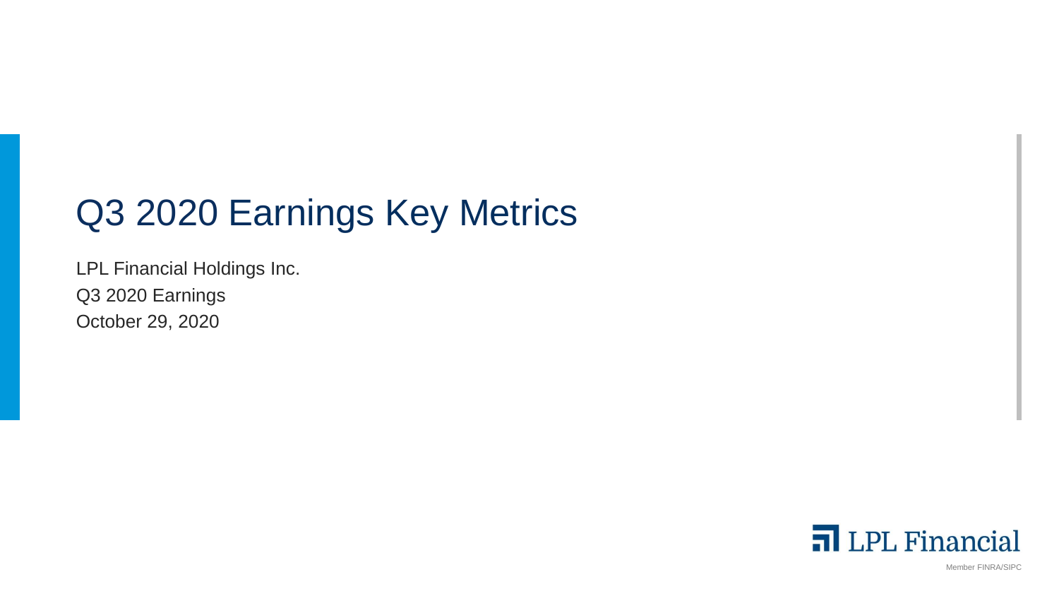# Q3 2020 Earnings Key Metrics

LPL Financial Holdings Inc.

Q3 2020 Earnings

October 29, 2020

LPL Financial

Member FINRA/SIPC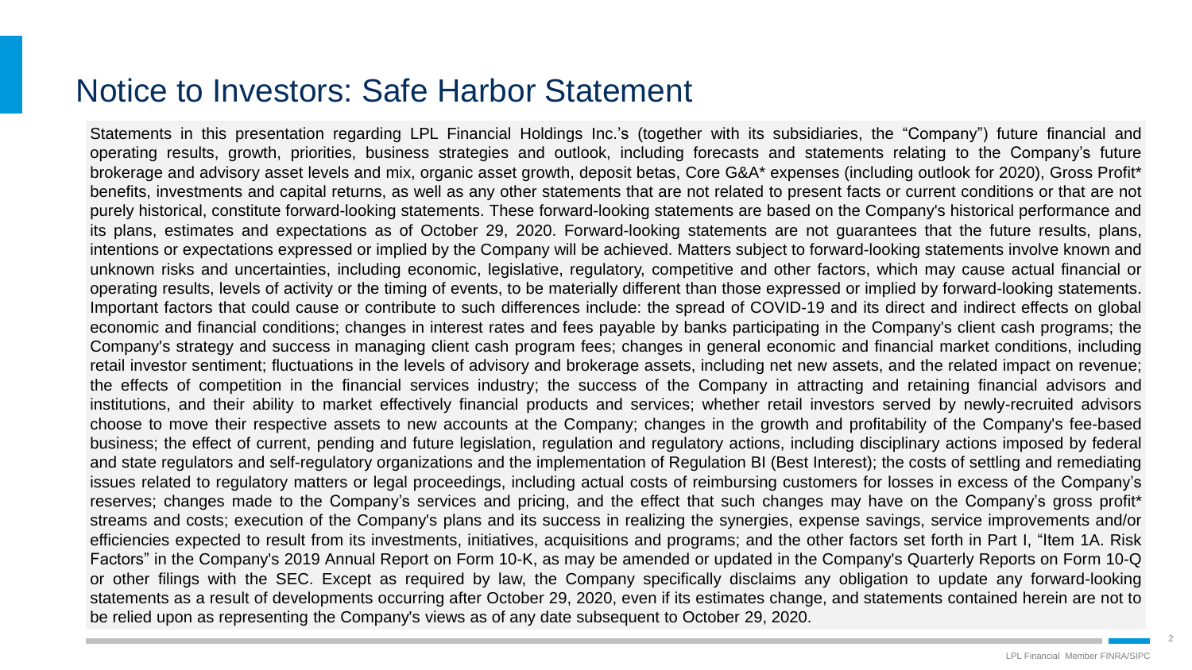# Notice to Investors: Safe Harbor Statement

Statements in this presentation regarding LPL Financial Holdings Inc.'s (together with its subsidiaries, the "Company") future financial and operating results, growth, priorities, business strategies and outlook, including forecasts and statements relating to the Company's future brokerage and advisory asset levels and mix, organic asset growth, deposit betas, Core G&A* expenses (including outlook for 2020), Gross Profit* benefits, investments and capital returns, as well as any other statements that are not related to present facts or current conditions or that are not purely historical, constitute forward-looking statements. These forward-looking statements are based on the Company's historical performance and its plans, estimates and expectations as of October 29, 2020. Forward-looking statements are not guarantees that the future results, plans, intentions or expectations expressed or implied by the Company will be achieved. Matters subject to forward-looking statements involve known and unknown risks and uncertainties, including economic, legislative, regulatory, competitive and other factors, which may cause actual financial or operating results, levels of activity or the timing of events, to be materially different than those expressed or implied by forward-looking statements. Important factors that could cause or contribute to such differences include: the spread of COVID-19 and its direct and indirect effects on global economic and financial conditions; changes in interest rates and fees payable by banks participating in the Company's client cash programs; the Company's strategy and success in managing client cash program fees; changes in general economic and financial market conditions, including retail investor sentiment; fluctuations in the levels of advisory and brokerage assets, including net new assets, and the related impact on revenue; the effects of competition in the financial services industry; the success of the Company in attracting and retaining financial advisors and institutions, and their ability to market effectively financial products and services; whether retail investors served by newly-recruited advisors choose to move their respective assets to new accounts at the Company; changes in the growth and profitability of the Company's fee-based business; the effect of current, pending and future legislation, regulation and regulatory actions, including disciplinary actions imposed by federal and state regulators and self-regulatory organizations and the implementation of Regulation BI (Best Interest); the costs of settling and remediating issues related to regulatory matters or legal proceedings, including actual costs of reimbursing customers for losses in excess of the Company's reserves; changes made to the Company's services and pricing, and the effect that such changes may have on the Company's gross profit* streams and costs; execution of the Company's plans and its success in realizing the synergies, expense savings, service improvements and/or efficiencies expected to result from its investments, initiatives, acquisitions and programs; and the other factors set forth in Part I, "Item 1A. Risk Factors" in the Company's 2019 Annual Report on Form 10-K, as may be amended or updated in the Company's Quarterly Reports on Form 10-Q or other filings with the SEC. Except as required by law, the Company specifically disclaims any obligation to update any forward-looking statements as a result of developments occurring after October 29, 2020, even if its estimates change, and statements contained herein are not to be relied upon as representing the Company's views as of any date subsequent to October 29, 2020.

LPL Financial Member FINRA/SIPC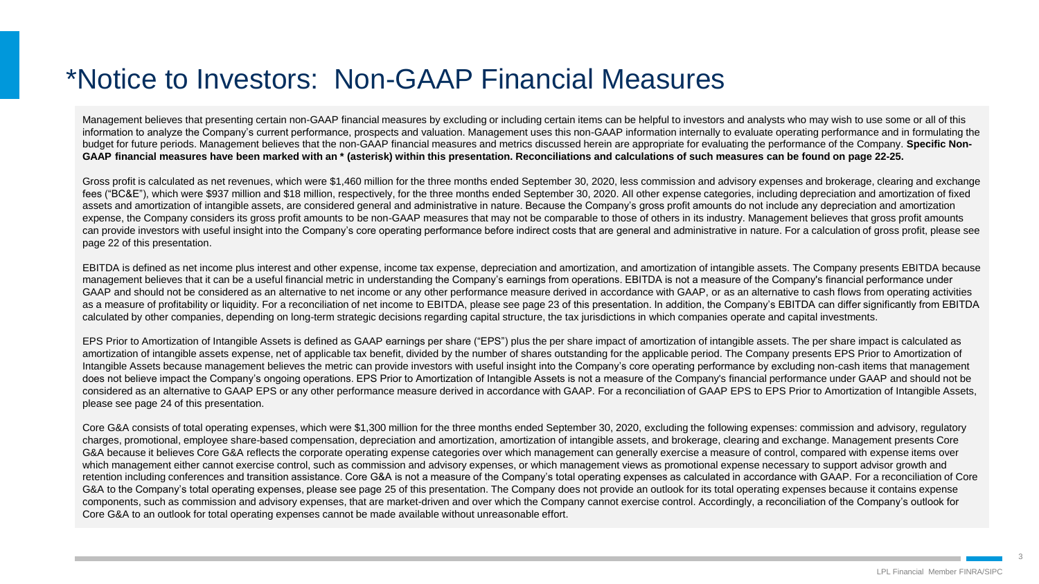# *Notice to Investors: Non-GAAP Financial Measures

Management believes that presenting certain non-GAAP financial measures by excluding or including certain items can be helpful to investors and analysts who may wish to use some or all of this information to analyze the Company's current performance, prospects and valuation. Management uses this non-GAAP information internally to evaluate operating performance and in formulating the budget for future periods. Management believes that the non-GAAP financial measures and metrics discussed herein are appropriate for evaluating the performance of the Company. **Specific Non-GAAP financial measures have been marked with an * (asterisk) within this presentation. Reconciliations and calculations of such measures can be found on page 22-25.**

Gross profit is calculated as net revenues, which were $1,460 million for the three months ended September 30, 2020, less commission and advisory expenses and brokerage, clearing and exchange fees ("BC&E"), which were $937 million and $18 million, respectively, for the three months ended September 30, 2020. All other expense categories, including depreciation and amortization of fixed assets and amortization of intangible assets, are considered general and administrative in nature. Because the Company's gross profit amounts do not include any depreciation and amortization expense, the Company considers its gross profit amounts to be non-GAAP measures that may not be comparable to those of others in its industry. Management believes that gross profit amounts can provide investors with useful insight into the Company's core operating performance before indirect costs that are general and administrative in nature. For a calculation of gross profit, please see page 22 of this presentation.

EBITDA is defined as net income plus interest and other expense, income tax expense, depreciation and amortization, and amortization of intangible assets. The Company presents EBITDA because management believes that it can be a useful financial metric in understanding the Company's earnings from operations. EBITDA is not a measure of the Company's financial performance under GAAP and should not be considered as an alternative to net income or any other performance measure derived in accordance with GAAP, or as an alternative to cash flows from operating activities as a measure of profitability or liquidity. For a reconciliation of net income to EBITDA, please see page 23 of this presentation. In addition, the Company's EBITDA can differ significantly from EBITDA calculated by other companies, depending on long-term strategic decisions regarding capital structure, the tax jurisdictions in which companies operate and capital investments.

EPS Prior to Amortization of Intangible Assets is defined as GAAP earnings per share ("EPS") plus the per share impact of amortization of intangible assets. The per share impact is calculated as amortization of intangible assets expense, net of applicable tax benefit, divided by the number of shares outstanding for the applicable period. The Company presents EPS Prior to Amortization of Intangible Assets because management believes the metric can provide investors with useful insight into the Company's core operating performance by excluding non-cash items that management does not believe impact the Company's ongoing operations. EPS Prior to Amortization of Intangible Assets is not a measure of the Company's financial performance under GAAP and should not be considered as an alternative to GAAP EPS or any other performance measure derived in accordance with GAAP. For a reconciliation of GAAP EPS to EPS Prior to Amortization of Intangible Assets, please see page 24 of this presentation.

Core G&A consists of total operating expenses, which were $1,300 million for the three months ended September 30, 2020, excluding the following expenses: commission and advisory, regulatory charges, promotional, employee share-based compensation, depreciation and amortization, amortization of intangible assets, and brokerage, clearing and exchange. Management presents Core G&A because it believes Core G&A reflects the corporate operating expense categories over which management can generally exercise a measure of control, compared with expense items over which management either cannot exercise control, such as commission and advisory expenses, or which management views as promotional expense necessary to support advisor growth and retention including conferences and transition assistance. Core G&A is not a measure of the Company's total operating expenses as calculated in accordance with GAAP. For a reconciliation of Core G&A to the Company's total operating expenses, please see page 25 of this presentation. The Company does not provide an outlook for its total operating expenses because it contains expense components, such as commission and advisory expenses, that are market-driven and over which the Company cannot exercise control. Accordingly, a reconciliation of the Company's outlook for Core G&A to an outlook for total operating expenses cannot be made available without unreasonable effort.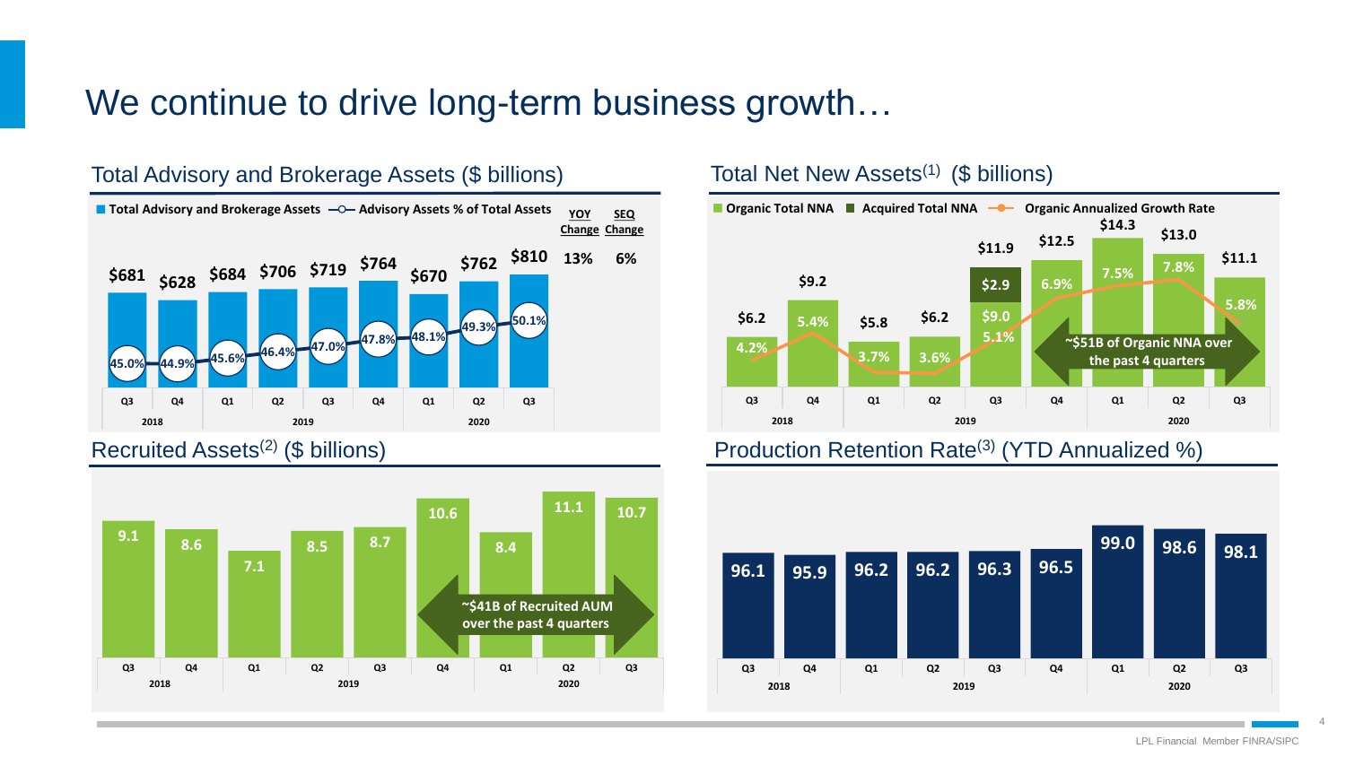# We continue to drive long-term business growth…

## Total Advisory and Brokerage Assets ($ billions)

| | 2018 Q3 | 2018 Q4 | 2019 Q1 | 2019 Q2 | 2019 Q3 | 2019 Q4 | 2020 Q1 | 2020 Q2 | 2020 Q3 | YOY Change | SEQ Change |
|---|---|---|---|---|---|---|---|---|---|---|---|
| Total Advisory and Brokerage Assets | $681 | $628 | $684 | $706 | $719 | $764 | $670 | $762 | $810 | 13% | 6% |
| Advisory Assets % of Total Assets | 45.0% | 44.9% | 45.6% | 46.4% | 47.0% | 47.8% | 48.1% | 49.3% | 50.1% | | |

## Total Net New Assets[1] ($ billions)

| | 2018 Q3 | 2018 Q4 | 2019 Q1 | 2019 Q2 | 2019 Q3 | 2019 Q4 | 2020 Q1 | 2020 Q2 | 2020 Q3 |
|---|---|---|---|---|---|---|---|---|---|
| Total NNA | $6.2 | $9.2 | $5.8 | $6.2 | $11.9 | $12.5 | $14.3 | $13.0 | $11.1 |
| Organic Total NNA | | | | | $9.0 | | | | |
| Acquired Total NNA | | | | | $2.9 | | | | |
| Organic Annualized Growth Rate | 4.2% | 5.4% | 3.7% | 3.6% | 5.1% | 6.9% | 7.5% | 7.8% | 5.8% |

~$51B of Organic NNA over the past 4 quarters

## Recruited Assets[2] ($ billions)

| 2018 Q3 | 2018 Q4 | 2019 Q1 | 2019 Q2 | 2019 Q3 | 2019 Q4 | 2020 Q1 | 2020 Q2 | 2020 Q3 |
|---|---|---|---|---|---|---|---|---|
| 9.1 | 8.6 | 7.1 | 8.5 | 8.7 | 10.6 | 8.4 | 11.1 | 10.7 |

~$41B of Recruited AUM over the past 4 quarters

## Production Retention Rate[3] (YTD Annualized %)

| 2018 Q3 | 2018 Q4 | 2019 Q1 | 2019 Q2 | 2019 Q3 | 2019 Q4 | 2020 Q1 | 2020 Q2 | 2020 Q3 |
|---|---|---|---|---|---|---|---|---|
| 96.1 | 95.9 | 96.2 | 96.2 | 96.3 | 96.5 | 99.0 | 98.6 | 98.1 |

LPL Financial Member FINRA/SIPC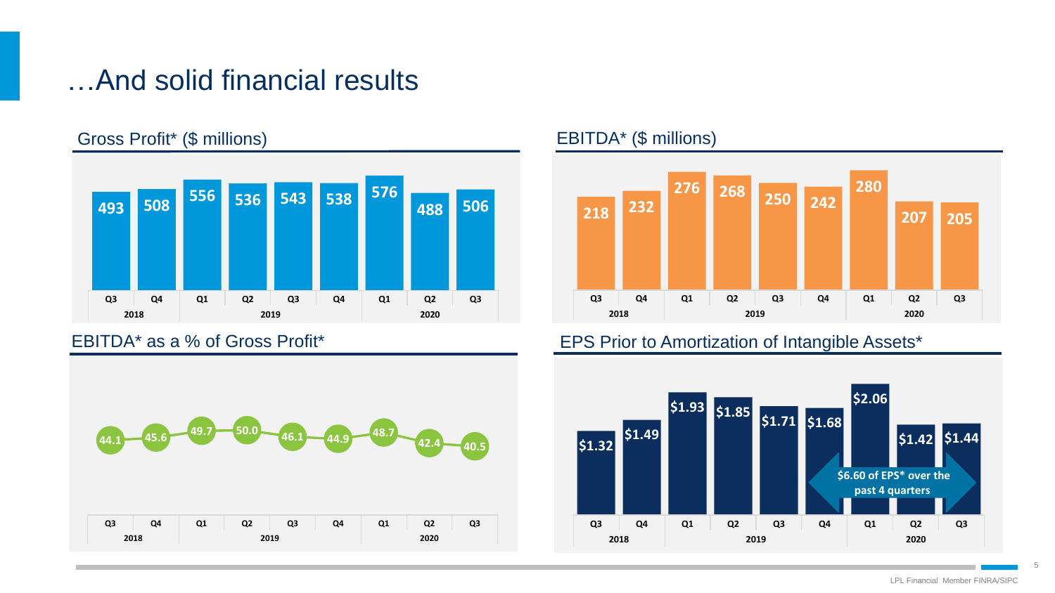# …And solid financial results

## Gross Profit* ($ millions)

| 2018 Q3 | 2018 Q4 | 2019 Q1 | 2019 Q2 | 2019 Q3 | 2019 Q4 | 2020 Q1 | 2020 Q2 | 2020 Q3 |
|---|---|---|---|---|---|---|---|---|
| 493 | 508 | 556 | 536 | 543 | 538 | 576 | 488 | 506 |

## EBITDA* ($ millions)

| 2018 Q3 | 2018 Q4 | 2019 Q1 | 2019 Q2 | 2019 Q3 | 2019 Q4 | 2020 Q1 | 2020 Q2 | 2020 Q3 |
|---|---|---|---|---|---|---|---|---|
| 218 | 232 | 276 | 268 | 250 | 242 | 280 | 207 | 205 |

## EBITDA* as a % of Gross Profit*

| 2018 Q3 | 2018 Q4 | 2019 Q1 | 2019 Q2 | 2019 Q3 | 2019 Q4 | 2020 Q1 | 2020 Q2 | 2020 Q3 |
|---|---|---|---|---|---|---|---|---|
| 44.1 | 45.6 | 49.7 | 50.0 | 46.1 | 44.9 | 48.7 | 42.4 | 40.5 |

## EPS Prior to Amortization of Intangible Assets*

| 2018 Q3 | 2018 Q4 | 2019 Q1 | 2019 Q2 | 2019 Q3 | 2019 Q4 | 2020 Q1 | 2020 Q2 | 2020 Q3 |
|---|---|---|---|---|---|---|---|---|
| $1.32 | $1.49 | $1.93 | $1.85 | $1.71 | $1.68 | $2.06 | $1.42 | $1.44 |

$6.60 of EPS* over the past 4 quarters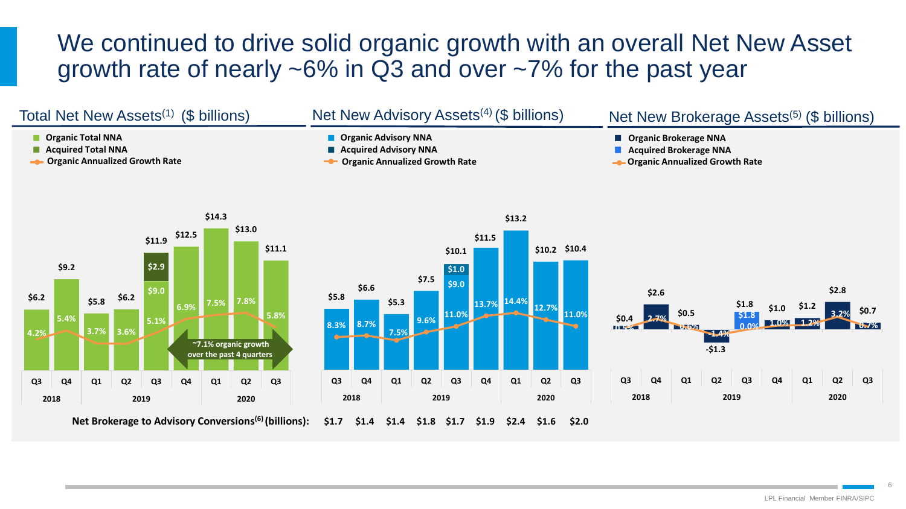# We continued to drive solid organic growth with an overall Net New Asset growth rate of nearly ~6% in Q3 and over ~7% for the past year

## Total Net New Assets[1] ($ billions)

| Period | Organic Total NNA | Acquired Total NNA | Total | Organic Annualized Growth Rate |
|---|---|---|---|---|
| 2018 Q3 | | | $6.2 | 4.2% |
| 2018 Q4 | | | $9.2 | 5.4% |
| 2019 Q1 | | | $5.8 | 3.7% |
| 2019 Q2 | | | $6.2 | 3.6% |
| 2019 Q3 | $9.0 | $2.9 | $11.9 | 5.1% |
| 2019 Q4 | | | $12.5 | 6.9% |
| 2020 Q1 | | | $14.3 | 7.5% |
| 2020 Q2 | | | $13.0 | 7.8% |
| 2020 Q3 | | | $11.1 | 5.8% |

~7.1% organic growth over the past 4 quarters

## Net New Advisory Assets[4] ($ billions)

| Period | Organic Advisory NNA | Acquired Advisory NNA | Total | Organic Annualized Growth Rate | Net Brokerage to Advisory Conversions[6] (billions) |
|---|---|---|---|---|---|
| 2018 Q3 | | | $5.8 | 8.3% | $1.7 |
| 2018 Q4 | | | $6.6 | 8.7% | $1.4 |
| 2019 Q1 | | | $5.3 | 7.5% | $1.4 |
| 2019 Q2 | | | $7.5 | 9.6% | $1.8 |
| 2019 Q3 | $9.0 | $1.0 | $10.1 | 11.0% | $1.7 |
| 2019 Q4 | | | $11.5 | 13.7% | $1.9 |
| 2020 Q1 | | | $13.2 | 14.4% | $2.4 |
| 2020 Q2 | | | $10.2 | 12.7% | $1.6 |
| 2020 Q3 | | | $10.4 | 11.0% | $2.0 |

## Net New Brokerage Assets[5] ($ billions)

| Period | Organic Brokerage NNA | Acquired Brokerage NNA | Total | Organic Annualized Growth Rate |
|---|---|---|---|---|
| 2018 Q3 | | | $0.4 | 0.5% |
| 2018 Q4 | | | $2.6 | 2.7% |
| 2019 Q1 | | | $0.5 | 0.5% |
| 2019 Q2 | | | -$1.3 | -1.4% |
| 2019 Q3 | | $1.8 | $1.8 | 0.0% |
| 2019 Q4 | | | $1.0 | 1.0% |
| 2020 Q1 | | | $1.2 | 1.2% |
| 2020 Q2 | | | $2.8 | 3.2% |
| 2020 Q3 | | | $0.7 | 0.7% |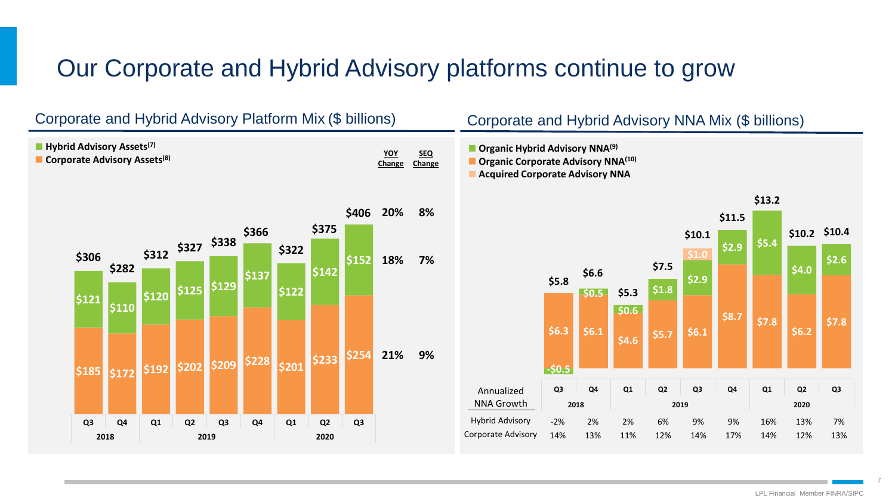# Our Corporate and Hybrid Advisory platforms continue to grow

## Corporate and Hybrid Advisory Platform Mix ($ billions)

- Hybrid Advisory Assets[7]
- Corporate Advisory Assets[8]

| | Q3 2018 | Q4 2018 | Q1 2019 | Q2 2019 | Q3 2019 | Q4 2019 | Q1 2020 | Q2 2020 | Q3 2020 | YOY Change | SEQ Change |
|---|---|---|---|---|---|---|---|---|---|---|---|
| Total | $306 | $282 | $312 | $327 | $338 | $366 | $322 | $375 | $406 | 20% | 8% |
| Hybrid Advisory Assets | $121 | $110 | $120 | $125 | $129 | $137 | $122 | $142 | $152 | 18% | 7% |
| Corporate Advisory Assets | $185 | $172 | $192 | $202 | $209 | $228 | $201 | $233 | $254 | 21% | 9% |

## Corporate and Hybrid Advisory NNA Mix ($ billions)

- Organic Hybrid Advisory NNA[9]
- Organic Corporate Advisory NNA[10]
- Acquired Corporate Advisory NNA

| | Q3 2018 | Q4 2018 | Q1 2019 | Q2 2019 | Q3 2019 | Q4 2019 | Q1 2020 | Q2 2020 | Q3 2020 |
|---|---|---|---|---|---|---|---|---|---|
| Total | $5.8 | $6.6 | $5.3 | $7.5 | $10.1 | $11.5 | $13.2 | $10.2 | $10.4 |
| Organic Hybrid Advisory NNA | -$0.5 | $0.5 | $0.6 | $1.8 | $2.9 | $2.9 | $5.4 | $4.0 | $2.6 |
| Organic Corporate Advisory NNA | $6.3 | $6.1 | $4.6 | $5.7 | $6.1 | $8.7 | $7.8 | $6.2 | $7.8 |
| Acquired Corporate Advisory NNA | | | | | $1.0 | | | | |

| Annualized NNA Growth | Q3 2018 | Q4 2018 | Q1 2019 | Q2 2019 | Q3 2019 | Q4 2019 | Q1 2020 | Q2 2020 | Q3 2020 |
|---|---|---|---|---|---|---|---|---|---|
| Hybrid Advisory | -2% | 2% | 2% | 6% | 9% | 9% | 16% | 13% | 7% |
| Corporate Advisory | 14% | 13% | 11% | 12% | 14% | 17% | 14% | 12% | 13% |

LPL Financial Member FINRA/SIPC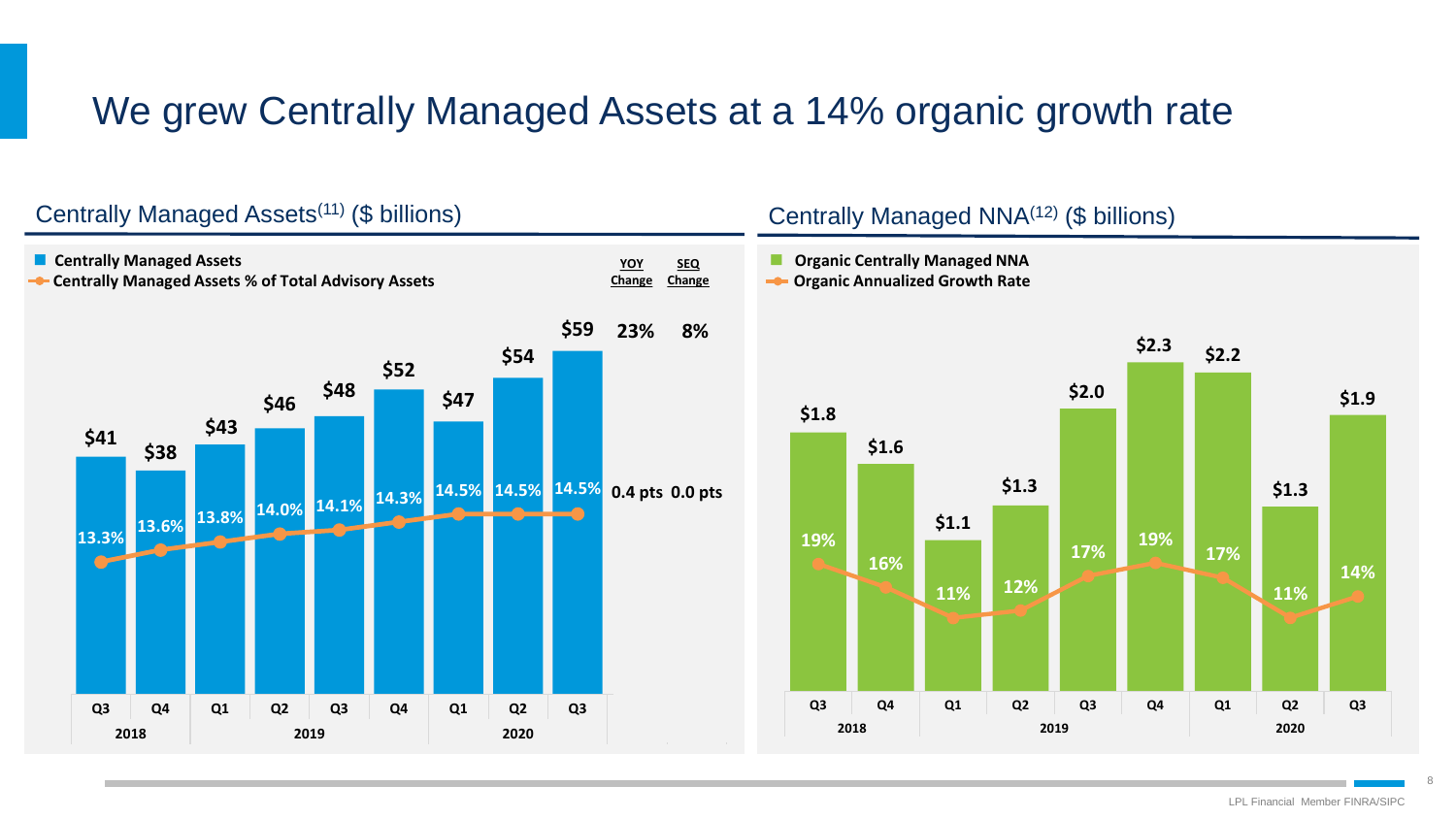# We grew Centrally Managed Assets at a 14% organic growth rate

## Centrally Managed Assets[11] ($ billions)

| | 2018 Q3 | 2018 Q4 | 2019 Q1 | 2019 Q2 | 2019 Q3 | 2019 Q4 | 2020 Q1 | 2020 Q2 | 2020 Q3 | YOY Change | SEQ Change |
|---|---|---|---|---|---|---|---|---|---|---|---|
| Centrally Managed Assets | $41 | $38 | $43 | $46 | $48 | $52 | $47 | $54 | $59 | 23% | 8% |
| Centrally Managed Assets % of Total Advisory Assets | 13.3% | 13.6% | 13.8% | 14.0% | 14.1% | 14.3% | 14.5% | 14.5% | 14.5% | 0.4 pts | 0.0 pts |

## Centrally Managed NNA[12] ($ billions)

| | 2018 Q3 | 2018 Q4 | 2019 Q1 | 2019 Q2 | 2019 Q3 | 2019 Q4 | 2020 Q1 | 2020 Q2 | 2020 Q3 |
|---|---|---|---|---|---|---|---|---|---|
| Organic Centrally Managed NNA | $1.8 | $1.6 | $1.1 | $1.3 | $2.0 | $2.3 | $2.2 | $1.3 | $1.9 |
| Organic Annualized Growth Rate | 19% | 16% | 11% | 12% | 17% | 19% | 17% | 11% | 14% |

LPL Financial Member FINRA/SIPC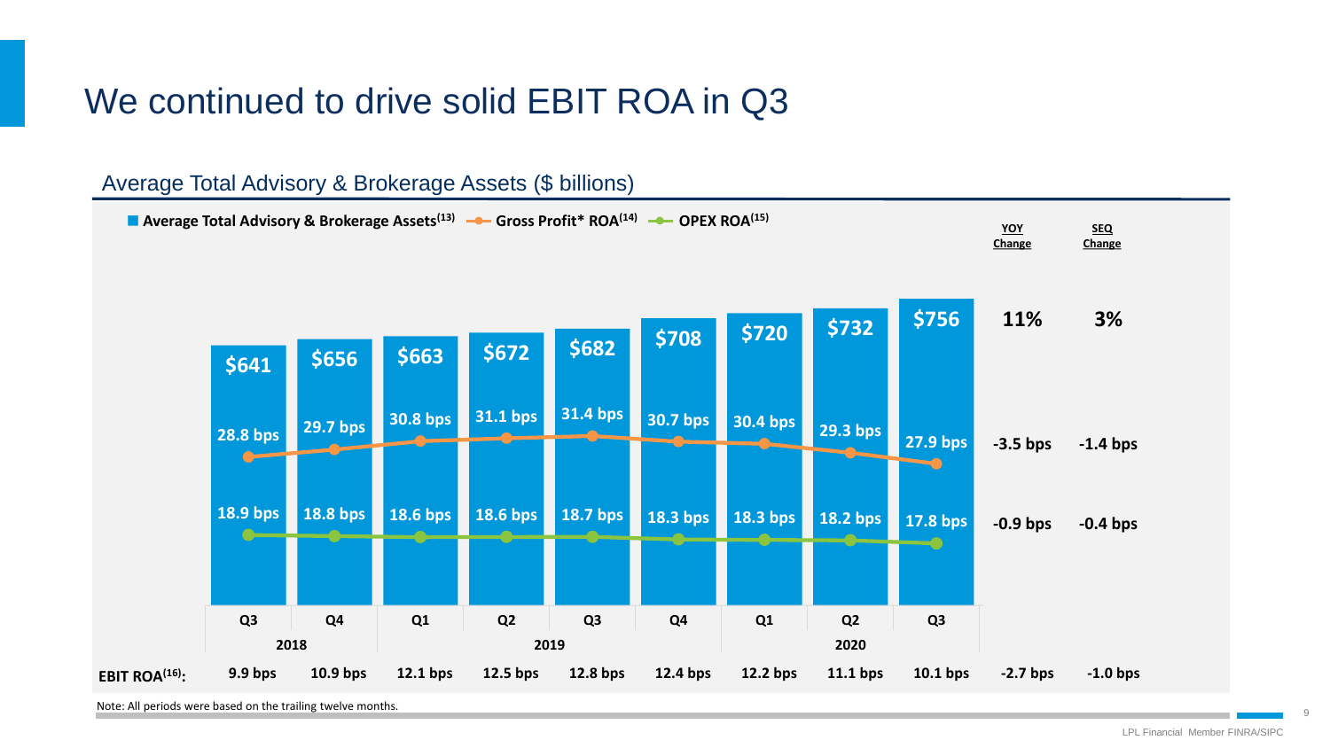# We continued to drive solid EBIT ROA in Q3

## Average Total Advisory & Brokerage Assets ($ billions)

Legend: Average Total Advisory & Brokerage Assets[13] | Gross Profit* ROA[14] | OPEX ROA[15]

| | 2018 Q3 | 2018 Q4 | 2019 Q1 | 2019 Q2 | 2019 Q3 | 2019 Q4 | 2020 Q1 | 2020 Q2 | 2020 Q3 | YOY Change | SEQ Change |
|---|---|---|---|---|---|---|---|---|---|---|---|
| Average Total Advisory & Brokerage Assets | $641 | $656 | $663 | $672 | $682 | $708 | $720 | $732 | $756 | 11% | 3% |
| Gross Profit* ROA | 28.8 bps | 29.7 bps | 30.8 bps | 31.1 bps | 31.4 bps | 30.7 bps | 30.4 bps | 29.3 bps | 27.9 bps | -3.5 bps | -1.4 bps |
| OPEX ROA | 18.9 bps | 18.8 bps | 18.6 bps | 18.6 bps | 18.7 bps | 18.3 bps | 18.3 bps | 18.2 bps | 17.8 bps | -0.9 bps | -0.4 bps |
| EBIT ROA[16] | 9.9 bps | 10.9 bps | 12.1 bps | 12.5 bps | 12.8 bps | 12.4 bps | 12.2 bps | 11.1 bps | 10.1 bps | -2.7 bps | -1.0 bps |

Note: All periods were based on the trailing twelve months.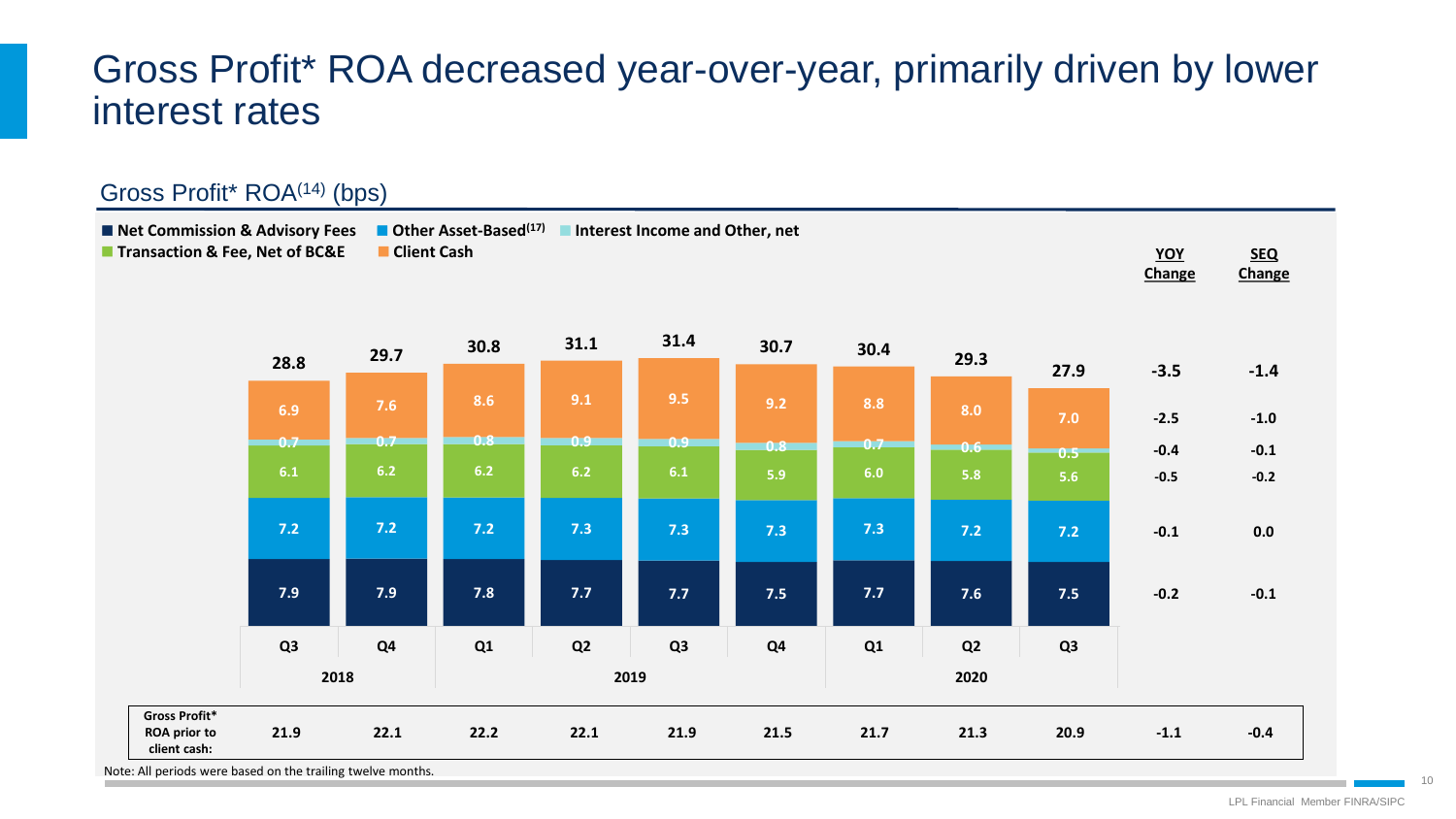# Gross Profit* ROA decreased year-over-year, primarily driven by lower interest rates

## Gross Profit* ROA[14] (bps)

| | 2018 Q3 | 2018 Q4 | 2019 Q1 | 2019 Q2 | 2019 Q3 | 2019 Q4 | 2020 Q1 | 2020 Q2 | 2020 Q3 | YOY Change | SEQ Change |
|---|---|---|---|---|---|---|---|---|---|---|---|
| Total | 28.8 | 29.7 | 30.8 | 31.1 | 31.4 | 30.7 | 30.4 | 29.3 | 27.9 | -3.5 | -1.4 |
| Client Cash | 6.9 | 7.6 | 8.6 | 9.1 | 9.5 | 9.2 | 8.8 | 8.0 | 7.0 | -2.5 | -1.0 |
| Interest Income and Other, net | 0.7 | 0.7 | 0.8 | 0.9 | 0.9 | 0.8 | 0.7 | 0.6 | 0.5 | -0.4 | -0.1 |
| Transaction & Fee, Net of BC&E | 6.1 | 6.2 | 6.2 | 6.2 | 6.1 | 5.9 | 6.0 | 5.8 | 5.6 | -0.5 | -0.2 |
| Other Asset-Based[17] | 7.2 | 7.2 | 7.2 | 7.3 | 7.3 | 7.3 | 7.3 | 7.2 | 7.2 | -0.1 | 0.0 |
| Net Commission & Advisory Fees | 7.9 | 7.9 | 7.8 | 7.7 | 7.7 | 7.5 | 7.7 | 7.6 | 7.5 | -0.2 | -0.1 |
| **Gross Profit* ROA prior to client cash:** | 21.9 | 22.1 | 22.2 | 22.1 | 21.9 | 21.5 | 21.7 | 21.3 | 20.9 | -1.1 | -0.4 |

Note: All periods were based on the trailing twelve months.

LPL Financial Member FINRA/SIPC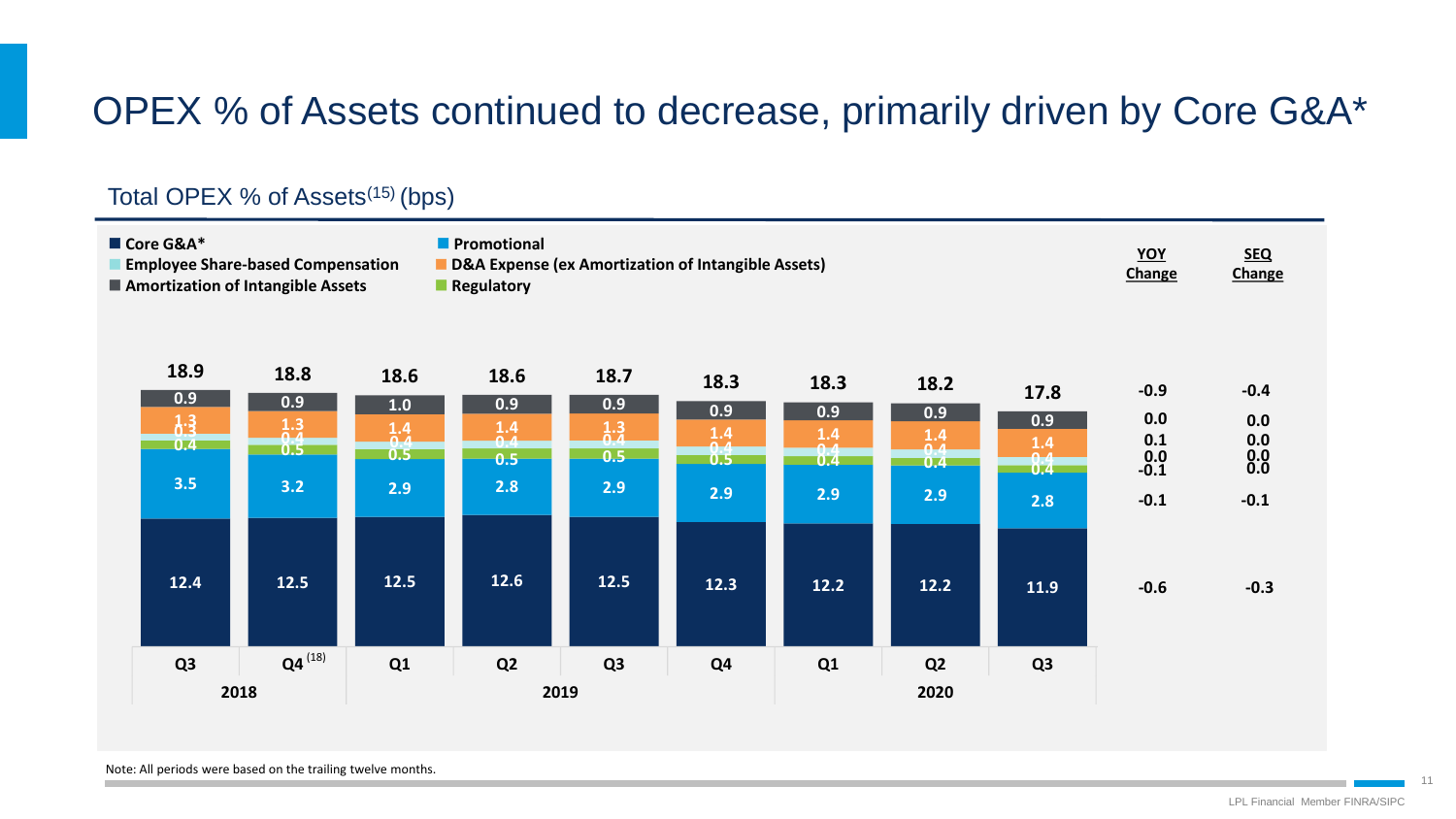# OPEX % of Assets continued to decrease, primarily driven by Core G&A*

## Total OPEX % of Assets[15] (bps)

| | 2018 Q3 | 2018 Q4[18] | 2019 Q1 | 2019 Q2 | 2019 Q3 | 2019 Q4 | 2020 Q1 | 2020 Q2 | 2020 Q3 | YOY Change | SEQ Change |
|---|---|---|---|---|---|---|---|---|---|---|---|
| Amortization of Intangible Assets | 0.9 | 0.9 | 1.0 | 0.9 | 0.9 | 0.9 | 0.9 | 0.9 | 0.9 | 0.0 | 0.0 |
| D&A Expense (ex Amortization of Intangible Assets) | 1.3 | 1.3 | 1.4 | 1.4 | 1.3 | 1.4 | 1.4 | 1.4 | 1.4 | 0.1 | 0.0 |
| Employee Share-based Compensation | 0.3 | 0.4 | 0.4 | 0.4 | 0.4 | 0.4 | 0.4 | 0.4 | 0.4 | 0.0 | 0.0 |
| Regulatory | 0.4 | 0.5 | 0.5 | 0.5 | 0.5 | 0.5 | 0.4 | 0.4 | 0.4 | -0.1 | 0.0 |
| Promotional | 3.5 | 3.2 | 2.9 | 2.8 | 2.9 | 2.9 | 2.9 | 2.9 | 2.8 | -0.1 | -0.1 |
| Core G&A* | 12.4 | 12.5 | 12.5 | 12.6 | 12.5 | 12.3 | 12.2 | 12.2 | 11.9 | -0.6 | -0.3 |
| **Total** | **18.9** | **18.8** | **18.6** | **18.6** | **18.7** | **18.3** | **18.3** | **18.2** | **17.8** | **-0.9** | **-0.4** |

Note: All periods were based on the trailing twelve months.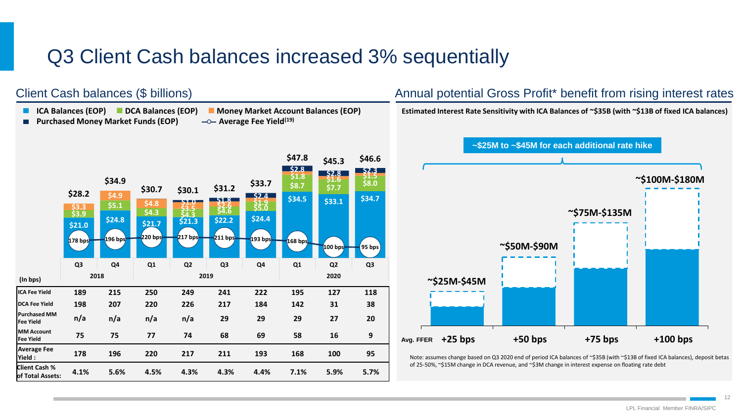# Q3 Client Cash balances increased 3% sequentially

## Client Cash balances ($ billions)

Legend: ICA Balances (EOP) | DCA Balances (EOP) | Money Market Account Balances (EOP) | Purchased Money Market Funds (EOP) | Average Fee Yield(19)

| | Q3 2018 | Q4 2018 | Q1 2019 | Q2 2019 | Q3 2019 | Q4 2019 | Q1 2020 | Q2 2020 | Q3 2020 |
|---|---|---|---|---|---|---|---|---|---|
| Total | $28.2 | $34.9 | $30.7 | $30.1 | $31.2 | $33.7 | $47.8 | $45.3 | $46.6 |
| ICA Balances (EOP) | $21.0 | $24.8 | $21.7 | $21.3 | $22.2 | $24.4 | $34.5 | $33.1 | $34.7 |
| DCA Balances (EOP) | $3.9 | $5.1 | $4.3 | $4.3 | $4.6 | $5.0 | $8.7 | $7.7 | $8.0 |
| Money Market Account Balances (EOP) | $3.3 | $4.9 | $4.8 | $3.5 | $2.6 | $1.9 | $1.8 | $1.6 | $1.5 |
| Purchased Money Market Funds (EOP) | | | | $1.0 | $1.8 | $2.4 | $2.8 | $2.8 | $2.3 |
| Average Fee Yield | 178 bps | 196 bps | 220 bps | 217 bps | 211 bps | 193 bps | 168 bps | 100 bps | 95 bps |

| (In bps) | Q3 2018 | Q4 2018 | Q1 2019 | Q2 2019 | Q3 2019 | Q4 2019 | Q1 2020 | Q2 2020 | Q3 2020 |
|---|---|---|---|---|---|---|---|---|---|
| ICA Fee Yield | 189 | 215 | 250 | 249 | 241 | 222 | 195 | 127 | 118 |
| DCA Fee Yield | 198 | 207 | 220 | 226 | 217 | 184 | 142 | 31 | 38 |
| Purchased MM Fee Yield | n/a | n/a | n/a | n/a | 29 | 29 | 29 | 27 | 20 |
| MM Account Fee Yield | 75 | 75 | 77 | 74 | 68 | 69 | 58 | 16 | 9 |
| Average Fee Yield : | 178 | 196 | 220 | 217 | 211 | 193 | 168 | 100 | 95 |
| Client Cash % of Total Assets: | 4.1% | 5.6% | 4.5% | 4.3% | 4.3% | 4.4% | 7.1% | 5.9% | 5.7% |

## Annual potential Gross Profit* benefit from rising interest rates

**Estimated Interest Rate Sensitivity with ICA Balances of ~$35B (with ~$13B of fixed ICA balances)**

~$25M to ~$45M for each additional rate hike

| Avg. FFER | +25 bps | +50 bps | +75 bps | +100 bps |
|---|---|---|---|---|
| Annual potential Gross Profit benefit | ~$25M-$45M | ~$50M-$90M | ~$75M-$135M | ~$100M-$180M |

Note: assumes change based on Q3 2020 end of period ICA balances of ~$35B (with ~$13B of fixed ICA balances), deposit betas of 25-50%, ~$15M change in DCA revenue, and ~$3M change in interest expense on floating rate debt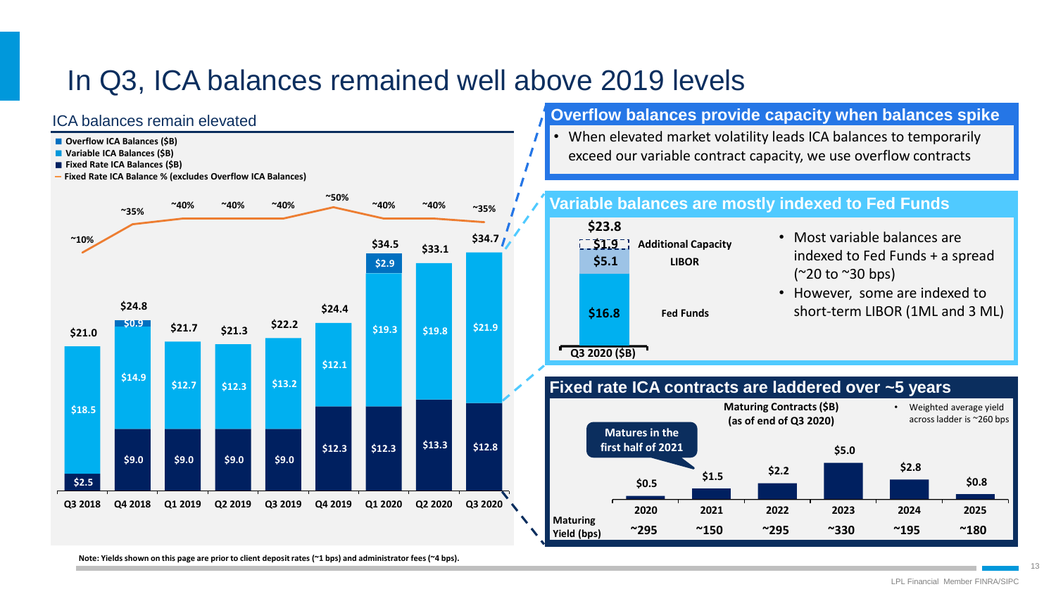# In Q3, ICA balances remained well above 2019 levels

## ICA balances remain elevated

| | Q3 2018 | Q4 2018 | Q1 2019 | Q2 2019 | Q3 2019 | Q4 2019 | Q1 2020 | Q2 2020 | Q3 2020 |
|---|---|---|---|---|---|---|---|---|---|
| Overflow ICA Balances ($B) | | $0.9 | | | | | $2.9 | | |
| Variable ICA Balances ($B) | $18.5 | $14.9 | $12.7 | $12.3 | $13.2 | $12.1 | $19.3 | $19.8 | $21.9 |
| Fixed Rate ICA Balances ($B) | $2.5 | $9.0 | $9.0 | $9.0 | $9.0 | $12.3 | $12.3 | $13.3 | $12.8 |
| Total | $21.0 | $24.8 | $21.7 | $21.3 | $22.2 | $24.4 | $34.5 | $33.1 | $34.7 |
| Fixed Rate ICA Balance % (excludes Overflow ICA Balances) | ~10% | ~35% | ~40% | ~40% | ~40% | ~50% | ~40% | ~40% | ~35% |

## Overflow balances provide capacity when balances spike

- When elevated market volatility leads ICA balances to temporarily exceed our variable contract capacity, we use overflow contracts

## Variable balances are mostly indexed to Fed Funds

| Q3 2020 ($B) | |
|---|---|
| Additional Capacity | $1.9 |
| LIBOR | $5.1 |
| Fed Funds | $16.8 |
| Total | $23.8 |

- Most variable balances are indexed to Fed Funds + a spread (~20 to ~30 bps)
- However, some are indexed to short-term LIBOR (1ML and 3 ML)

## Fixed rate ICA contracts are laddered over ~5 years

Maturing Contracts ($B) (as of end of Q3 2020)

| | 2020 | 2021 | 2022 | 2023 | 2024 | 2025 |
|---|---|---|---|---|---|---|
| Maturing Contracts ($B) | $0.5 | $1.5 | $2.2 | $5.0 | $2.8 | $0.8 |
| Maturing Yield (bps) | ~295 | ~150 | ~295 | ~330 | ~195 | ~180 |

2021: Matures in the first half of 2021

- Weighted average yield across ladder is ~260 bps

**Note: Yields shown on this page are prior to client deposit rates (~1 bps) and administrator fees (~4 bps).**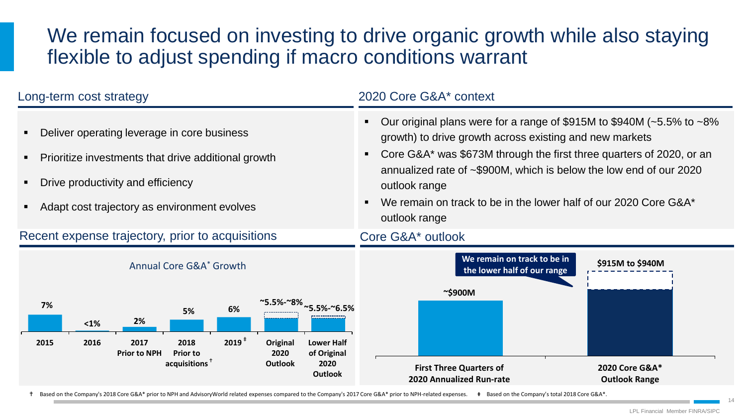# We remain focused on investing to drive organic growth while also staying flexible to adjust spending if macro conditions warrant

## Long-term cost strategy

- Deliver operating leverage in core business
- Prioritize investments that drive additional growth
- Drive productivity and efficiency
- Adapt cost trajectory as environment evolves

## 2020 Core G&A* context

- Our original plans were for a range of $915M to $940M (~5.5% to ~8% growth) to drive growth across existing and new markets
- Core G&A* was $673M through the first three quarters of 2020, or an annualized rate of ~$900M, which is below the low end of our 2020 outlook range
- We remain on track to be in the lower half of our 2020 Core G&A* outlook range

## Recent expense trajectory, prior to acquisitions

Annual Core G&A* Growth

| 2015 | 2016 | 2017 Prior to NPH | 2018 Prior to acquisitions† | 2019‡ | Original 2020 Outlook | Lower Half of Original 2020 Outlook |
|---|---|---|---|---|---|---|
| 7% | <1% | 2% | 5% | 6% | ~5.5%-~8% | ~5.5%-~6.5% |

## Core G&A* outlook

| First Three Quarters of 2020 Annualized Run-rate | 2020 Core G&A* Outlook Range |
|---|---|
| ~$900M | $915M to $940M |

We remain on track to be in the lower half of our range

† Based on the Company's 2018 Core G&A* prior to NPH and AdvisoryWorld related expenses compared to the Company's 2017 Core G&A* prior to NPH-related expenses. ‡ Based on the Company's total 2018 Core G&A*.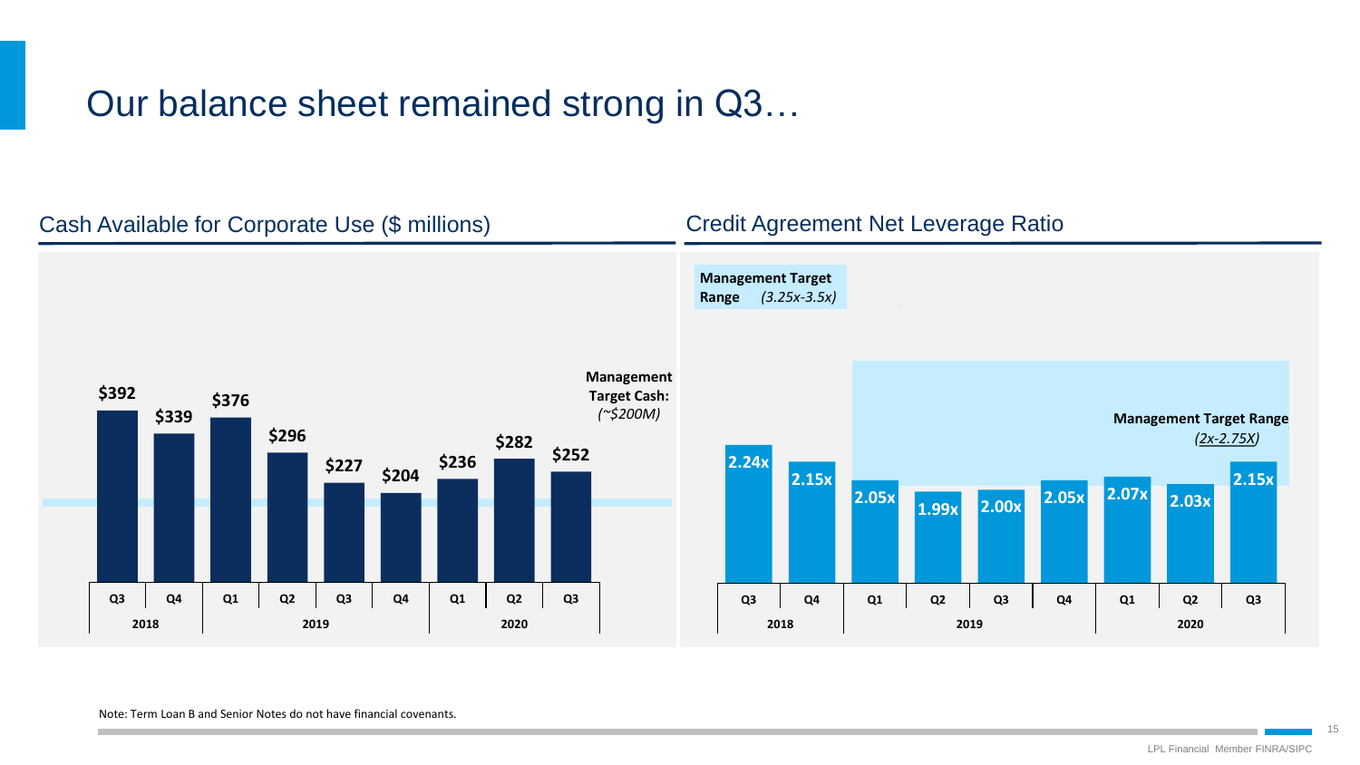# Our balance sheet remained strong in Q3…

## Cash Available for Corporate Use ($ millions)

Management Target Cash: *(~$200M)*

| Year | 2018 | | 2019 | | | | 2020 | | |
|---|---|---|---|---|---|---|---|---|---|
| Quarter | Q3 | Q4 | Q1 | Q2 | Q3 | Q4 | Q1 | Q2 | Q3 |
| Cash | $392 | $339 | $376 | $296 | $227 | $204 | $236 | $282 | $252 |

## Credit Agreement Net Leverage Ratio

**Management Target Range** *(3.25x-3.5x)*

**Management Target Range** *(2x-2.75X)*

| Year | 2018 | | 2019 | | | | 2020 | | |
|---|---|---|---|---|---|---|---|---|---|
| Quarter | Q3 | Q4 | Q1 | Q2 | Q3 | Q4 | Q1 | Q2 | Q3 |
| Ratio | 2.24x | 2.15x | 2.05x | 1.99x | 2.00x | 2.05x | 2.07x | 2.03x | 2.15x |

Note: Term Loan B and Senior Notes do not have financial covenants.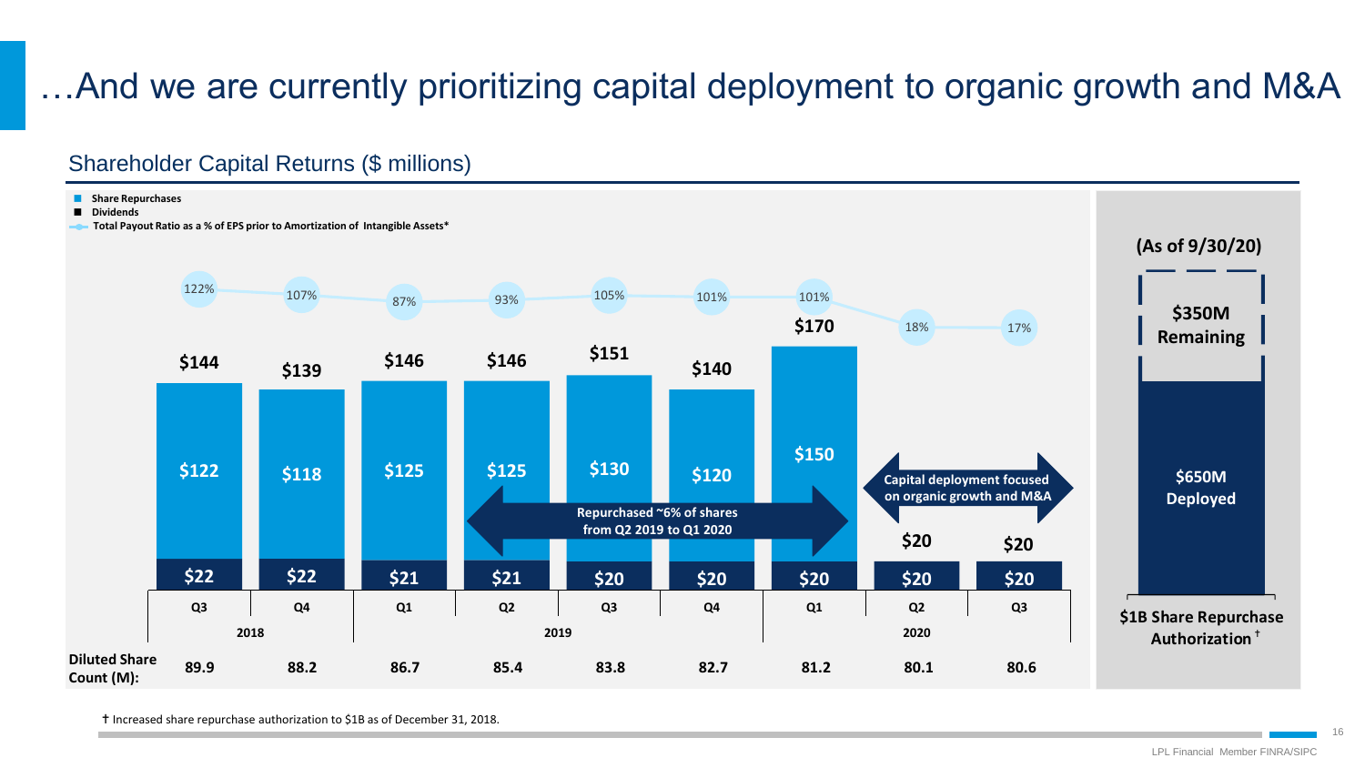# …And we are currently prioritizing capital deployment to organic growth and M&A

## Shareholder Capital Returns ($ millions)

- Share Repurchases
- Dividends
- Total Payout Ratio as a % of EPS prior to Amortization of Intangible Assets*

| | Q3 2018 | Q4 2018 | Q1 2019 | Q2 2019 | Q3 2019 | Q4 2019 | Q1 2020 | Q2 2020 | Q3 2020 |
|---|---|---|---|---|---|---|---|---|---|
| Total Payout Ratio | 122% | 107% | 87% | 93% | 105% | 101% | 101% | 18% | 17% |
| Total | $144 | $139 | $146 | $146 | $151 | $140 | $170 | $20 | $20 |
| Share Repurchases | $122 | $118 | $125 | $125 | $130 | $120 | $150 | | |
| Dividends | $22 | $22 | $21 | $21 | $20 | $20 | $20 | $20 | $20 |
| Diluted Share Count (M): | 89.9 | 88.2 | 86.7 | 85.4 | 83.8 | 82.7 | 81.2 | 80.1 | 80.6 |

Repurchased ~6% of shares from Q2 2019 to Q1 2020

Capital deployment focused on organic growth and M&A

(As of 9/30/20)

- $350M Remaining
- $650M Deployed

$1B Share Repurchase Authorization †

† Increased share repurchase authorization to $1B as of December 31, 2018.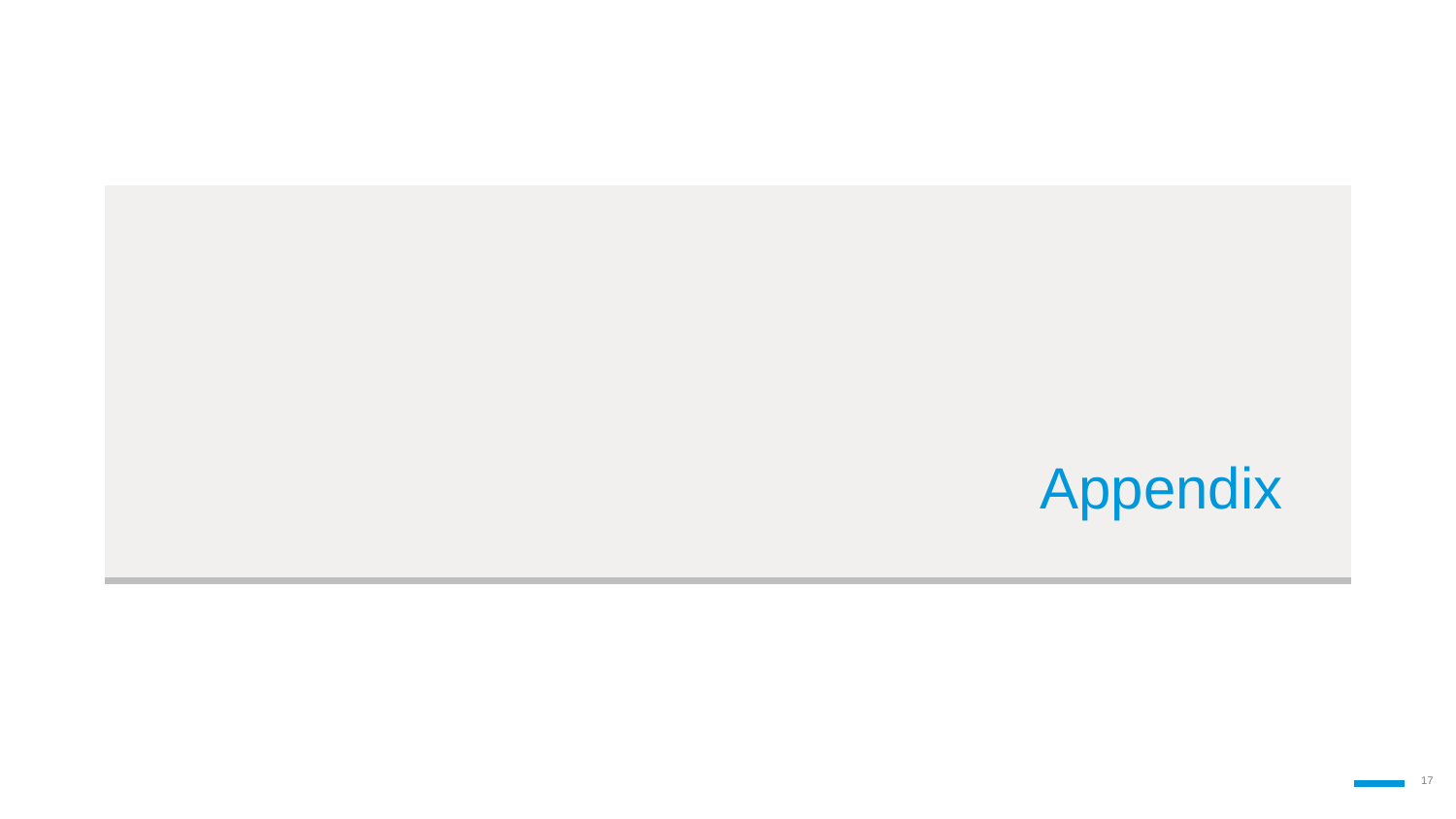# Appendix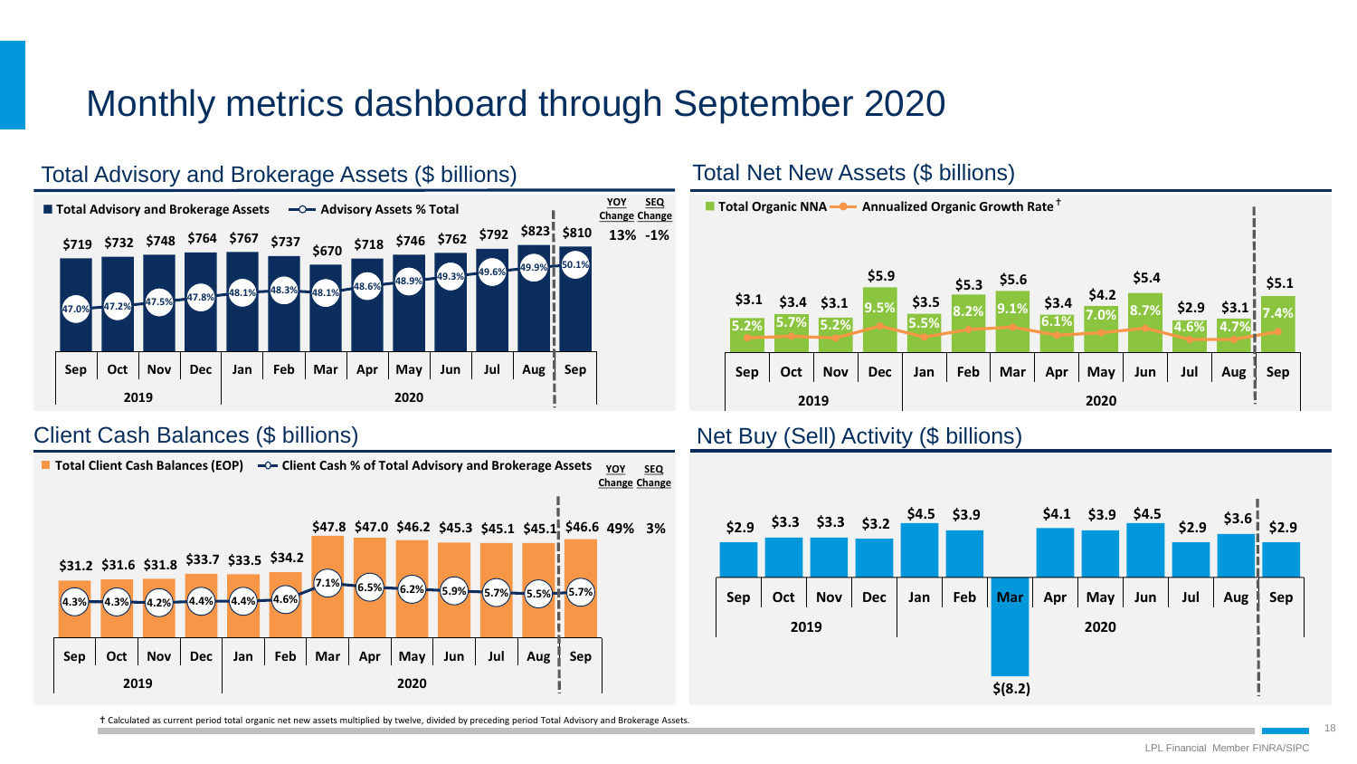# Monthly metrics dashboard through September 2020

## Total Advisory and Brokerage Assets ($ billions)

| | Sep 2019 | Oct 2019 | Nov 2019 | Dec 2019 | Jan 2020 | Feb 2020 | Mar 2020 | Apr 2020 | May 2020 | Jun 2020 | Jul 2020 | Aug 2020 | Sep 2020 | YOY Change | SEQ Change |
|---|---|---|---|---|---|---|---|---|---|---|---|---|---|---|---|
| Total Advisory and Brokerage Assets | $719 | $732 | $748 | $764 | $767 | $737 | $670 | $718 | $746 | $762 | $792 | $823 | $810 | 13% | -1% |
| Advisory Assets % Total | 47.0% | 47.2% | 47.5% | 47.8% | 48.1% | 48.3% | 48.1% | 48.6% | 48.9% | 49.3% | 49.6% | 49.9% | 50.1% | | |

## Total Net New Assets ($ billions)

| | Sep 2019 | Oct 2019 | Nov 2019 | Dec 2019 | Jan 2020 | Feb 2020 | Mar 2020 | Apr 2020 | May 2020 | Jun 2020 | Jul 2020 | Aug 2020 | Sep 2020 |
|---|---|---|---|---|---|---|---|---|---|---|---|---|---|
| Total Organic NNA | $3.1 | $3.4 | $3.1 | $5.9 | $3.5 | $5.3 | $5.6 | $3.4 | $4.2 | $5.4 | $2.9 | $3.1 | $5.1 |
| Annualized Organic Growth Rate† | 5.2% | 5.7% | 5.2% | 9.5% | 5.5% | 8.2% | 9.1% | 6.1% | 7.0% | 8.7% | 4.6% | 4.7% | 7.4% |

## Client Cash Balances ($ billions)

| | Sep 2019 | Oct 2019 | Nov 2019 | Dec 2019 | Jan 2020 | Feb 2020 | Mar 2020 | Apr 2020 | May 2020 | Jun 2020 | Jul 2020 | Aug 2020 | Sep 2020 | YOY Change | SEQ Change |
|---|---|---|---|---|---|---|---|---|---|---|---|---|---|---|---|
| Total Client Cash Balances (EOP) | $31.2 | $31.6 | $31.8 | $33.7 | $33.5 | $34.2 | $47.8 | $47.0 | $46.2 | $45.3 | $45.1 | $45.1 | $46.6 | 49% | 3% |
| Client Cash % of Total Advisory and Brokerage Assets | 4.3% | 4.3% | 4.2% | 4.4% | 4.4% | 4.6% | 7.1% | 6.5% | 6.2% | 5.9% | 5.7% | 5.5% | 5.7% | | |

## Net Buy (Sell) Activity ($ billions)

| | Sep 2019 | Oct 2019 | Nov 2019 | Dec 2019 | Jan 2020 | Feb 2020 | Mar 2020 | Apr 2020 | May 2020 | Jun 2020 | Jul 2020 | Aug 2020 | Sep 2020 |
|---|---|---|---|---|---|---|---|---|---|---|---|---|---|
| Net Buy (Sell) Activity | $2.9 | $3.3 | $3.3 | $3.2 | $4.5 | $3.9 | $(8.2) | $4.1 | $3.9 | $4.5 | $2.9 | $3.6 | $2.9 |

† Calculated as current period total organic net new assets multiplied by twelve, divided by preceding period Total Advisory and Brokerage Assets.

LPL Financial Member FINRA/SIPC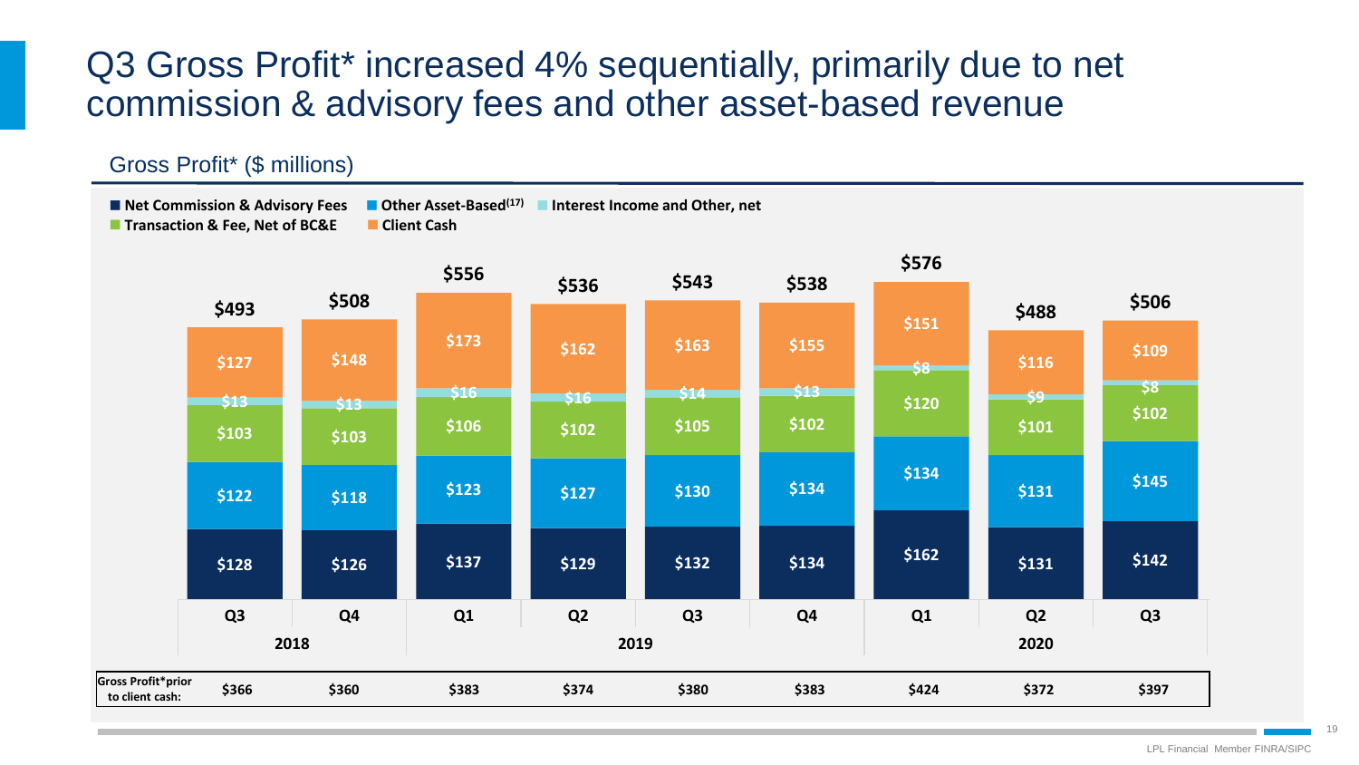# Q3 Gross Profit* increased 4% sequentially, primarily due to net commission & advisory fees and other asset-based revenue

## Gross Profit* ($ millions)

| | Q3 2018 | Q4 2018 | Q1 2019 | Q2 2019 | Q3 2019 | Q4 2019 | Q1 2020 | Q2 2020 | Q3 2020 |
|---|---|---|---|---|---|---|---|---|---|
| Net Commission & Advisory Fees | $128 | $126 | $137 | $129 | $132 | $134 | $162 | $131 | $142 |
| Other Asset-Based[17] | $122 | $118 | $123 | $127 | $130 | $134 | $134 | $131 | $145 |
| Transaction & Fee, Net of BC&E | $103 | $103 | $106 | $102 | $105 | $102 | $120 | $101 | $102 |
| Interest Income and Other, net | $13 | $13 | $16 | $16 | $14 | $13 | $8 | $9 | $8 |
| Client Cash | $127 | $148 | $173 | $162 | $163 | $155 | $151 | $116 | $109 |
| **Total** | **$493** | **$508** | **$556** | **$536** | **$543** | **$538** | **$576** | **$488** | **$506** |
| Gross Profit* prior to client cash: | $366 | $360 | $383 | $374 | $380 | $383 | $424 | $372 | $397 |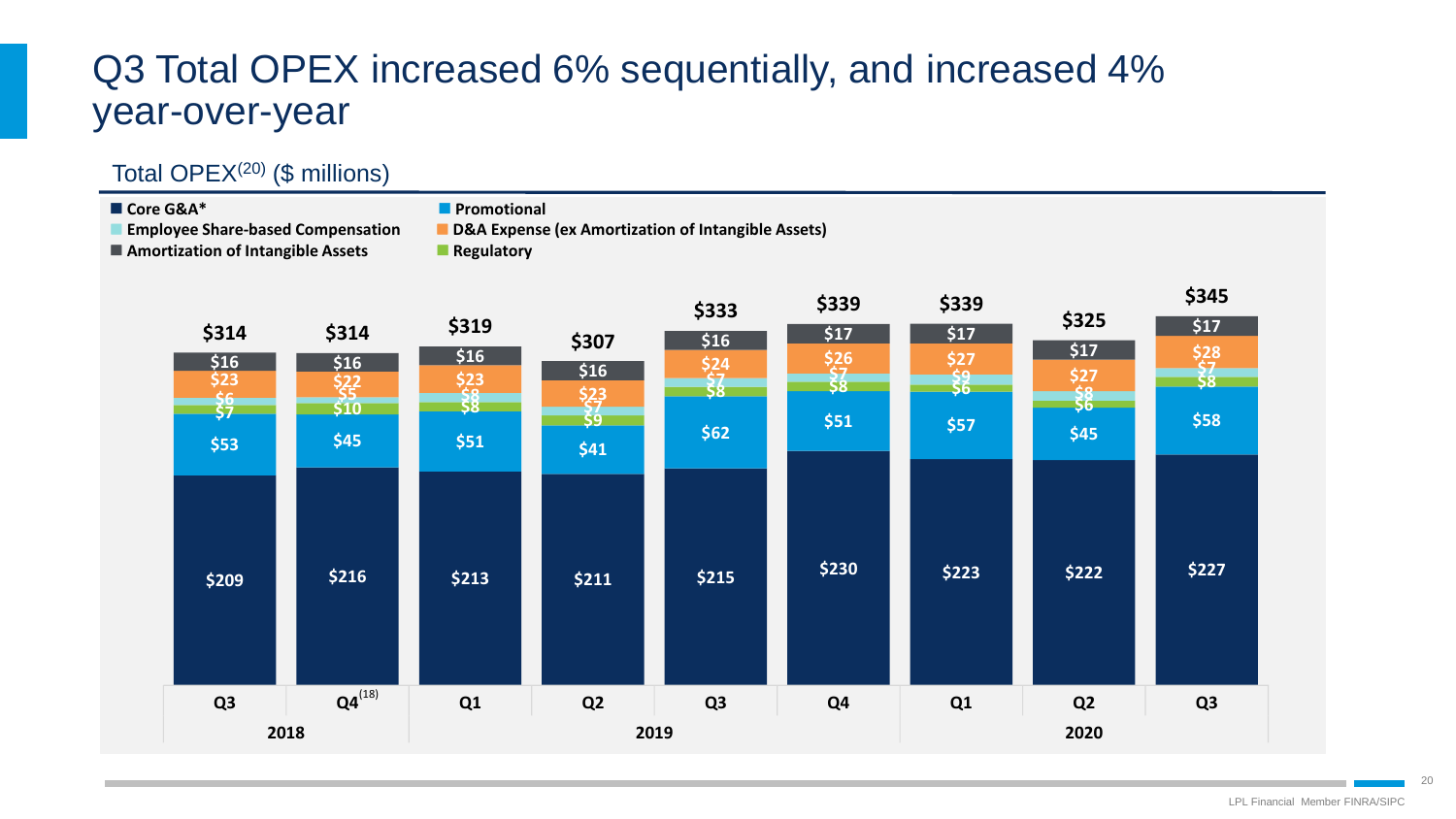# Q3 Total OPEX increased 6% sequentially, and increased 4% year-over-year

## Total OPEX[20] ($ millions)

| | Q3 2018 | Q4[18] 2018 | Q1 2019 | Q2 2019 | Q3 2019 | Q4 2019 | Q1 2020 | Q2 2020 | Q3 2020 |
|---|---|---|---|---|---|---|---|---|---|
| Core G&A* | $209 | $216 | $213 | $211 | $215 | $230 | $223 | $222 | $227 |
| Promotional | $53 | $45 | $51 | $41 | $62 | $51 | $57 | $45 | $58 |
| Regulatory | $7 | $10 | $8 | $9 | $8 | $8 | $6 | $6 | $8 |
| Employee Share-based Compensation | $6 | $5 | $8 | $7 | $7 | $7 | $9 | $8 | $7 |
| D&A Expense (ex Amortization of Intangible Assets) | $23 | $22 | $23 | $23 | $24 | $26 | $27 | $27 | $28 |
| Amortization of Intangible Assets | $16 | $16 | $16 | $16 | $16 | $17 | $17 | $17 | $17 |
| **Total** | **$314** | **$314** | **$319** | **$307** | **$333** | **$339** | **$339** | **$325** | **$345** |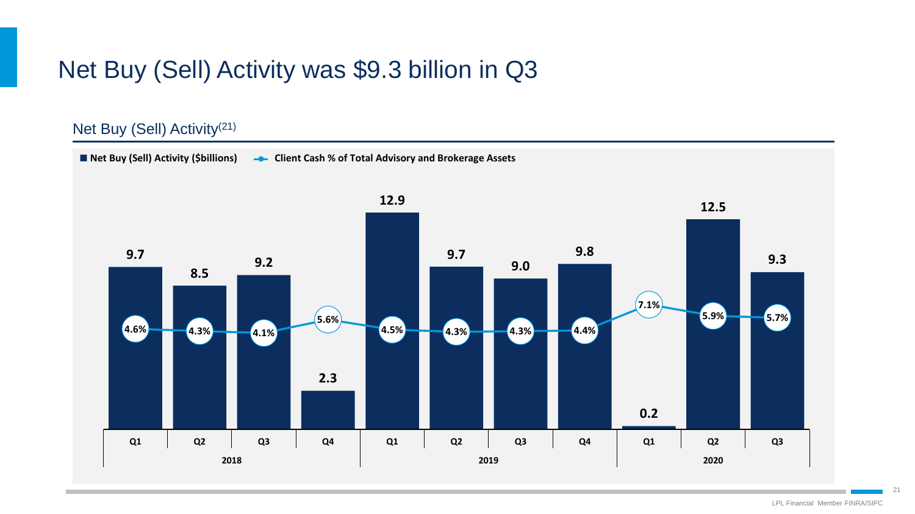# Net Buy (Sell) Activity was $9.3 billion in Q3

## Net Buy (Sell) Activity[21]

| Year | Quarter | Net Buy (Sell) Activity ($billions) | Client Cash % of Total Advisory and Brokerage Assets |
|---|---|---|---|
| 2018 | Q1 | 9.7 | 4.6% |
| 2018 | Q2 | 8.5 | 4.3% |
| 2018 | Q3 | 9.2 | 4.1% |
| 2018 | Q4 | 2.3 | 5.6% |
| 2019 | Q1 | 12.9 | 4.5% |
| 2019 | Q2 | 9.7 | 4.3% |
| 2019 | Q3 | 9.0 | 4.3% |
| 2019 | Q4 | 9.8 | 4.4% |
| 2020 | Q1 | 0.2 | 7.1% |
| 2020 | Q2 | 12.5 | 5.9% |
| 2020 | Q3 | 9.3 | 5.7% |

LPL Financial Member FINRA/SIPC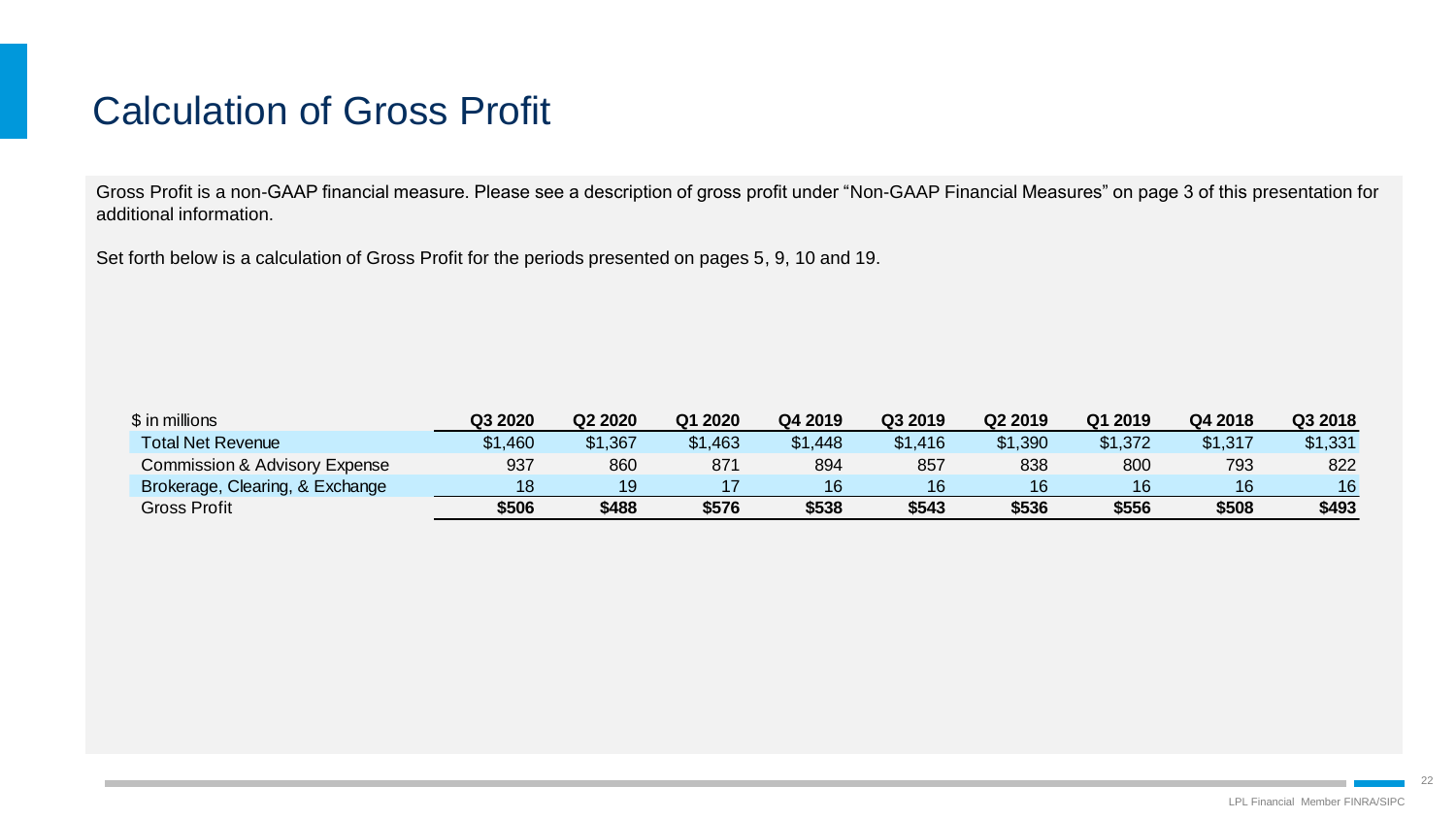# Calculation of Gross Profit

Gross Profit is a non-GAAP financial measure. Please see a description of gross profit under "Non-GAAP Financial Measures" on page 3 of this presentation for additional information.

Set forth below is a calculation of Gross Profit for the periods presented on pages 5, 9, 10 and 19.

| $ in millions | Q3 2020 | Q2 2020 | Q1 2020 | Q4 2019 | Q3 2019 | Q2 2019 | Q1 2019 | Q4 2018 | Q3 2018 |
|---|---|---|---|---|---|---|---|---|---|
| Total Net Revenue | $1,460 | $1,367 | $1,463 | $1,448 | $1,416 | $1,390 | $1,372 | $1,317 | $1,331 |
| Commission & Advisory Expense | 937 | 860 | 871 | 894 | 857 | 838 | 800 | 793 | 822 |
| Brokerage, Clearing, & Exchange | 18 | 19 | 17 | 16 | 16 | 16 | 16 | 16 | 16 |
| Gross Profit | **$506** | **$488** | **$576** | **$538** | **$543** | **$536** | **$556** | **$508** | **$493** |

LPL Financial Member FINRA/SIPC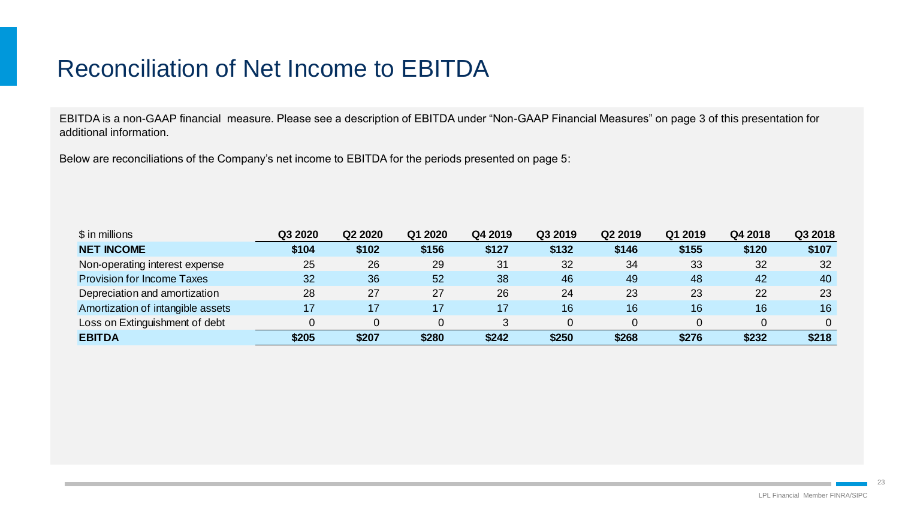# Reconciliation of Net Income to EBITDA

EBITDA is a non-GAAP financial measure. Please see a description of EBITDA under "Non-GAAP Financial Measures" on page 3 of this presentation for additional information.

Below are reconciliations of the Company's net income to EBITDA for the periods presented on page 5:

| $ in millions | Q3 2020 | Q2 2020 | Q1 2020 | Q4 2019 | Q3 2019 | Q2 2019 | Q1 2019 | Q4 2018 | Q3 2018 |
|---|---|---|---|---|---|---|---|---|---|
| **NET INCOME** | **$104** | **$102** | **$156** | **$127** | **$132** | **$146** | **$155** | **$120** | **$107** |
| Non-operating interest expense | 25 | 26 | 29 | 31 | 32 | 34 | 33 | 32 | 32 |
| Provision for Income Taxes | 32 | 36 | 52 | 38 | 46 | 49 | 48 | 42 | 40 |
| Depreciation and amortization | 28 | 27 | 27 | 26 | 24 | 23 | 23 | 22 | 23 |
| Amortization of intangible assets | 17 | 17 | 17 | 17 | 16 | 16 | 16 | 16 | 16 |
| Loss on Extinguishment of debt | 0 | 0 | 0 | 3 | 0 | 0 | 0 | 0 | 0 |
| **EBITDA** | **$205** | **$207** | **$280** | **$242** | **$250** | **$268** | **$276** | **$232** | **$218** |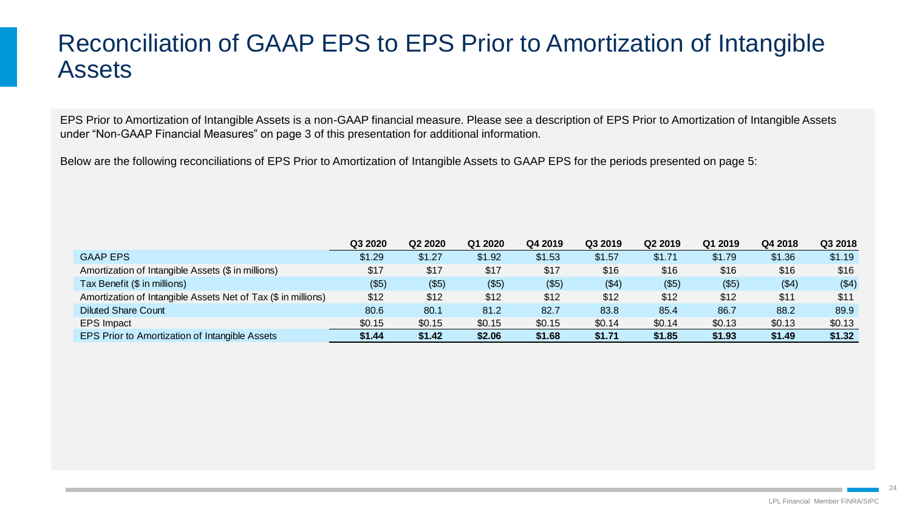# Reconciliation of GAAP EPS to EPS Prior to Amortization of Intangible Assets

EPS Prior to Amortization of Intangible Assets is a non-GAAP financial measure. Please see a description of EPS Prior to Amortization of Intangible Assets under "Non-GAAP Financial Measures" on page 3 of this presentation for additional information.

Below are the following reconciliations of EPS Prior to Amortization of Intangible Assets to GAAP EPS for the periods presented on page 5:

| | Q3 2020 | Q2 2020 | Q1 2020 | Q4 2019 | Q3 2019 | Q2 2019 | Q1 2019 | Q4 2018 | Q3 2018 |
|---|---|---|---|---|---|---|---|---|---|
| GAAP EPS | $1.29 | $1.27 | $1.92 | $1.53 | $1.57 | $1.71 | $1.79 | $1.36 | $1.19 |
| Amortization of Intangible Assets ($ in millions) | $17 | $17 | $17 | $17 | $16 | $16 | $16 | $16 | $16 |
| Tax Benefit ($ in millions) | ($5) | ($5) | ($5) | ($5) | ($4) | ($5) | ($5) | ($4) | ($4) |
| Amortization of Intangible Assets Net of Tax ($ in millions) | $12 | $12 | $12 | $12 | $12 | $12 | $12 | $11 | $11 |
| Diluted Share Count | 80.6 | 80.1 | 81.2 | 82.7 | 83.8 | 85.4 | 86.7 | 88.2 | 89.9 |
| EPS Impact | $0.15 | $0.15 | $0.15 | $0.15 | $0.14 | $0.14 | $0.13 | $0.13 | $0.13 |
| **EPS Prior to Amortization of Intangible Assets** | **$1.44** | **$1.42** | **$2.06** | **$1.68** | **$1.71** | **$1.85** | **$1.93** | **$1.49** | **$1.32** |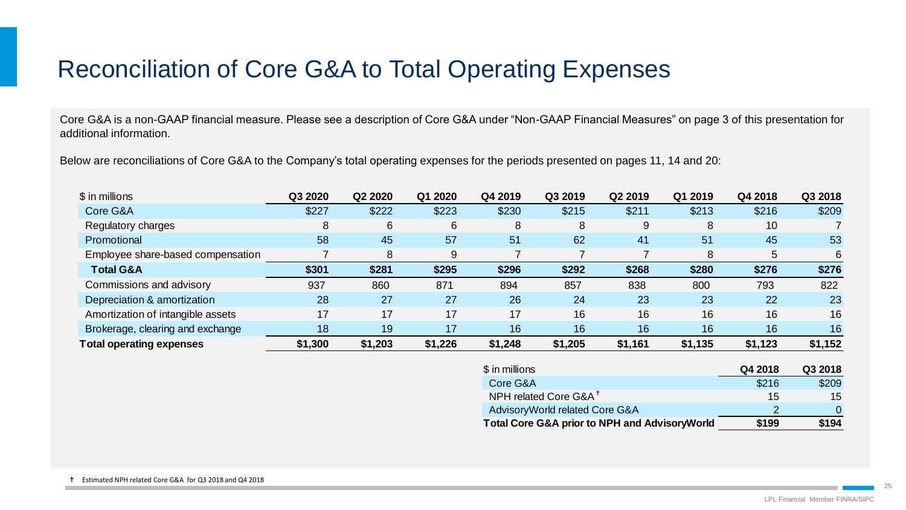# Reconciliation of Core G&A to Total Operating Expenses

Core G&A is a non-GAAP financial measure. Please see a description of Core G&A under "Non-GAAP Financial Measures" on page 3 of this presentation for additional information.

Below are reconciliations of Core G&A to the Company's total operating expenses for the periods presented on pages 11, 14 and 20:

| $ in millions | Q3 2020 | Q2 2020 | Q1 2020 | Q4 2019 | Q3 2019 | Q2 2019 | Q1 2019 | Q4 2018 | Q3 2018 |
|---|---|---|---|---|---|---|---|---|---|
| Core G&A | $227 | $222 | $223 | $230 | $215 | $211 | $213 | $216 | $209 |
| Regulatory charges | 8 | 6 | 6 | 8 | 8 | 9 | 8 | 10 | 7 |
| Promotional | 58 | 45 | 57 | 51 | 62 | 41 | 51 | 45 | 53 |
| Employee share-based compensation | 7 | 8 | 9 | 7 | 7 | 7 | 8 | 5 | 6 |
| **Total G&A** | **$301** | **$281** | **$295** | **$296** | **$292** | **$268** | **$280** | **$276** | **$276** |
| Commissions and advisory | 937 | 860 | 871 | 894 | 857 | 838 | 800 | 793 | 822 |
| Depreciation & amortization | 28 | 27 | 27 | 26 | 24 | 23 | 23 | 22 | 23 |
| Amortization of intangible assets | 17 | 17 | 17 | 17 | 16 | 16 | 16 | 16 | 16 |
| Brokerage, clearing and exchange | 18 | 19 | 17 | 16 | 16 | 16 | 16 | 16 | 16 |
| **Total operating expenses** | **$1,300** | **$1,203** | **$1,226** | **$1,248** | **$1,205** | **$1,161** | **$1,135** | **$1,123** | **$1,152** |

| $ in millions | Q4 2018 | Q3 2018 |
|---|---|---|
| Core G&A | $216 | $209 |
| NPH related Core G&A † | 15 | 15 |
| AdvisoryWorld related Core G&A | 2 | 0 |
| **Total Core G&A prior to NPH and AdvisoryWorld** | **$199** | **$194** |

† Estimated NPH related Core G&A for Q3 2018 and Q4 2018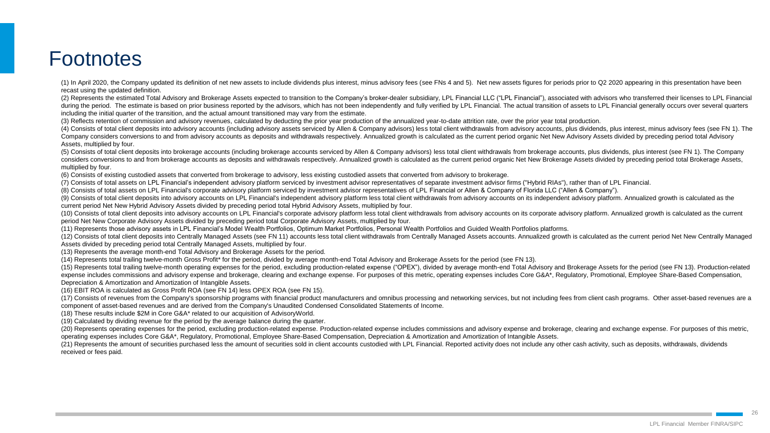# Footnotes

(1) In April 2020, the Company updated its definition of net new assets to include dividends plus interest, minus advisory fees (see FNs 4 and 5). Net new assets figures for periods prior to Q2 2020 appearing in this presentation have been recast using the updated definition.

(2) Represents the estimated Total Advisory and Brokerage Assets expected to transition to the Company's broker-dealer subsidiary, LPL Financial LLC ("LPL Financial"), associated with advisors who transferred their licenses to LPL Financial during the period. The estimate is based on prior business reported by the advisors, which has not been independently and fully verified by LPL Financial. The actual transition of assets to LPL Financial generally occurs over several quarters including the initial quarter of the transition, and the actual amount transitioned may vary from the estimate.

(3) Reflects retention of commission and advisory revenues, calculated by deducting the prior year production of the annualized year-to-date attrition rate, over the prior year total production.

(4) Consists of total client deposits into advisory accounts (including advisory assets serviced by Allen & Company advisors) less total client withdrawals from advisory accounts, plus dividends, plus interest, minus advisory fees (see FN 1). The Company considers conversions to and from advisory accounts as deposits and withdrawals respectively. Annualized growth is calculated as the current period organic Net New Advisory Assets divided by preceding period total Advisory Assets, multiplied by four.

(5) Consists of total client deposits into brokerage accounts (including brokerage accounts serviced by Allen & Company advisors) less total client withdrawals from brokerage accounts, plus dividends, plus interest (see FN 1). The Company considers conversions to and from brokerage accounts as deposits and withdrawals respectively. Annualized growth is calculated as the current period organic Net New Brokerage Assets divided by preceding period total Brokerage Assets, multiplied by four.

(6) Consists of existing custodied assets that converted from brokerage to advisory, less existing custodied assets that converted from advisory to brokerage.

(7) Consists of total assets on LPL Financial's independent advisory platform serviced by investment advisor representatives of separate investment advisor firms ("Hybrid RIAs"), rather than of LPL Financial.

(8) Consists of total assets on LPL Financial's corporate advisory platform serviced by investment advisor representatives of LPL Financial or Allen & Company of Florida LLC ("Allen & Company").

(9) Consists of total client deposits into advisory accounts on LPL Financial's independent advisory platform less total client withdrawals from advisory accounts on its independent advisory platform. Annualized growth is calculated as the current period Net New Hybrid Advisory Assets divided by preceding period total Hybrid Advisory Assets, multiplied by four.

(10) Consists of total client deposits into advisory accounts on LPL Financial's corporate advisory platform less total client withdrawals from advisory accounts on its corporate advisory platform. Annualized growth is calculated as the current period Net New Corporate Advisory Assets divided by preceding period total Corporate Advisory Assets, multiplied by four.

(11) Represents those advisory assets in LPL Financial's Model Wealth Portfolios, Optimum Market Portfolios, Personal Wealth Portfolios and Guided Wealth Portfolios platforms.

(12) Consists of total client deposits into Centrally Managed Assets (see FN 11) accounts less total client withdrawals from Centrally Managed Assets accounts. Annualized growth is calculated as the current period Net New Centrally Managed Assets divided by preceding period total Centrally Managed Assets, multiplied by four.

(13) Represents the average month-end Total Advisory and Brokerage Assets for the period.

(14) Represents total trailing twelve-month Gross Profit* for the period, divided by average month-end Total Advisory and Brokerage Assets for the period (see FN 13).

(15) Represents total trailing twelve-month operating expenses for the period, excluding production-related expense ("OPEX"), divided by average month-end Total Advisory and Brokerage Assets for the period (see FN 13). Production-related expense includes commissions and advisory expense and brokerage, clearing and exchange expense. For purposes of this metric, operating expenses includes Core G&A*, Regulatory, Promotional, Employee Share-Based Compensation, Depreciation & Amortization and Amortization of Intangible Assets.

(16) EBIT ROA is calculated as Gross Profit ROA (see FN 14) less OPEX ROA (see FN 15).

(17) Consists of revenues from the Company's sponsorship programs with financial product manufacturers and omnibus processing and networking services, but not including fees from client cash programs. Other asset-based revenues are a component of asset-based revenues and are derived from the Company's Unaudited Condensed Consolidated Statements of Income.

(18) These results include $2M in Core G&A* related to our acquisition of AdvisoryWorld.

(19) Calculated by dividing revenue for the period by the average balance during the quarter.

(20) Represents operating expenses for the period, excluding production-related expense. Production-related expense includes commissions and advisory expense and brokerage, clearing and exchange expense. For purposes of this metric, operating expenses includes Core G&A*, Regulatory, Promotional, Employee Share-Based Compensation, Depreciation & Amortization and Amortization of Intangible Assets.

(21) Represents the amount of securities purchased less the amount of securities sold in client accounts custodied with LPL Financial. Reported activity does not include any other cash activity, such as deposits, withdrawals, dividends received or fees paid.